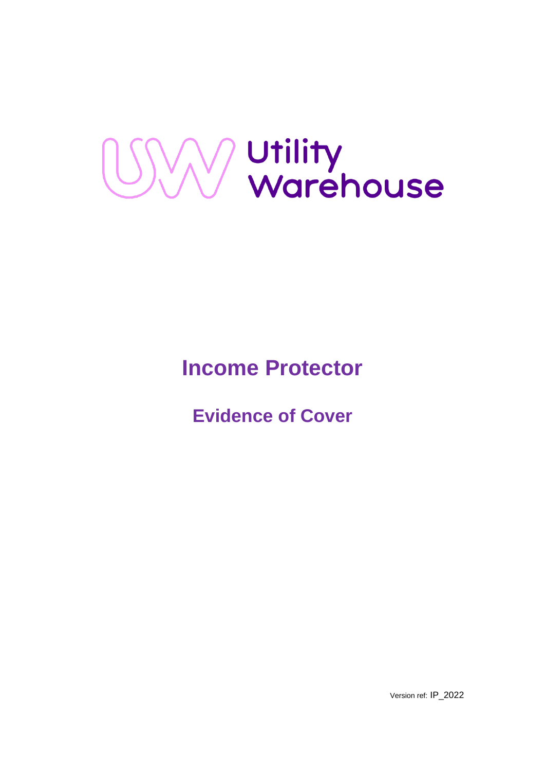Utility Warehouse

# Income Protector

## Evidence of Cover

Version ref: IP_2022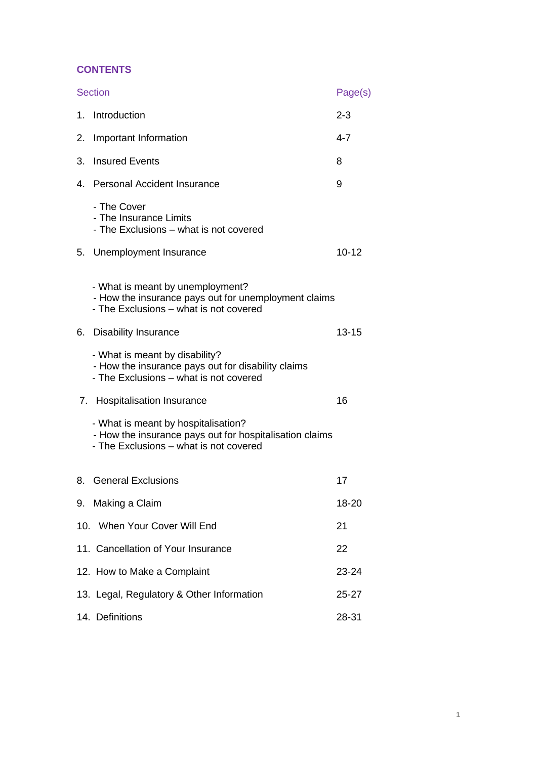## CONTENTS

| Section | Page(s) |
|---|---|
| 1. Introduction | 2-3 |
| 2. Important Information | 4-7 |
| 3. Insured Events | 8 |
| 4. Personal Accident Insurance<br>- The Cover<br>- The Insurance Limits<br>- The Exclusions – what is not covered | 9 |
| 5. Unemployment Insurance<br>- What is meant by unemployment?<br>- How the insurance pays out for unemployment claims<br>- The Exclusions – what is not covered | 10-12 |
| 6. Disability Insurance<br>- What is meant by disability?<br>- How the insurance pays out for disability claims<br>- The Exclusions – what is not covered | 13-15 |
| 7. Hospitalisation Insurance<br>- What is meant by hospitalisation?<br>- How the insurance pays out for hospitalisation claims<br>- The Exclusions – what is not covered | 16 |
| 8. General Exclusions | 17 |
| 9. Making a Claim | 18-20 |
| 10. When Your Cover Will End | 21 |
| 11. Cancellation of Your Insurance | 22 |
| 12. How to Make a Complaint | 23-24 |
| 13. Legal, Regulatory & Other Information | 25-27 |
| 14. Definitions | 28-31 |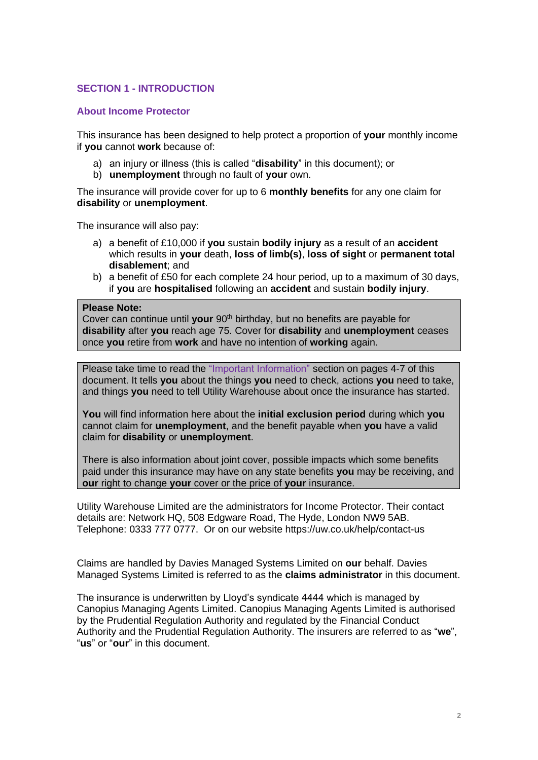## SECTION 1 - INTRODUCTION

### About Income Protector

This insurance has been designed to help protect a proportion of **your** monthly income if **you** cannot **work** because of:

a) an injury or illness (this is called "**disability**" in this document); or
b) **unemployment** through no fault of **your** own.

The insurance will provide cover for up to 6 **monthly benefits** for any one claim for **disability** or **unemployment**.

The insurance will also pay:

a) a benefit of £10,000 if **you** sustain **bodily injury** as a result of an **accident** which results in **your** death, **loss of limb(s)**, **loss of sight** or **permanent total disablement**; and
b) a benefit of £50 for each complete 24 hour period, up to a maximum of 30 days, if **you** are **hospitalised** following an **accident** and sustain **bodily injury**.

> **Please Note:**
> Cover can continue until **your** 90th birthday, but no benefits are payable for **disability** after **you** reach age 75. Cover for **disability** and **unemployment** ceases once **you** retire from **work** and have no intention of **working** again.

> Please take time to read the "Important Information" section on pages 4-7 of this document. It tells **you** about the things **you** need to check, actions **you** need to take, and things **you** need to tell Utility Warehouse about once the insurance has started.
>
> **You** will find information here about the **initial exclusion period** during which **you** cannot claim for **unemployment**, and the benefit payable when **you** have a valid claim for **disability** or **unemployment**.
>
> There is also information about joint cover, possible impacts which some benefits paid under this insurance may have on any state benefits **you** may be receiving, and **our** right to change **your** cover or the price of **your** insurance.

Utility Warehouse Limited are the administrators for Income Protector. Their contact details are: Network HQ, 508 Edgware Road, The Hyde, London NW9 5AB. Telephone: 0333 777 0777. Or on our website https://uw.co.uk/help/contact-us

Claims are handled by Davies Managed Systems Limited on **our** behalf. Davies Managed Systems Limited is referred to as the **claims administrator** in this document.

The insurance is underwritten by Lloyd's syndicate 4444 which is managed by Canopius Managing Agents Limited. Canopius Managing Agents Limited is authorised by the Prudential Regulation Authority and regulated by the Financial Conduct Authority and the Prudential Regulation Authority. The insurers are referred to as "**we**", "**us**" or "**our**" in this document.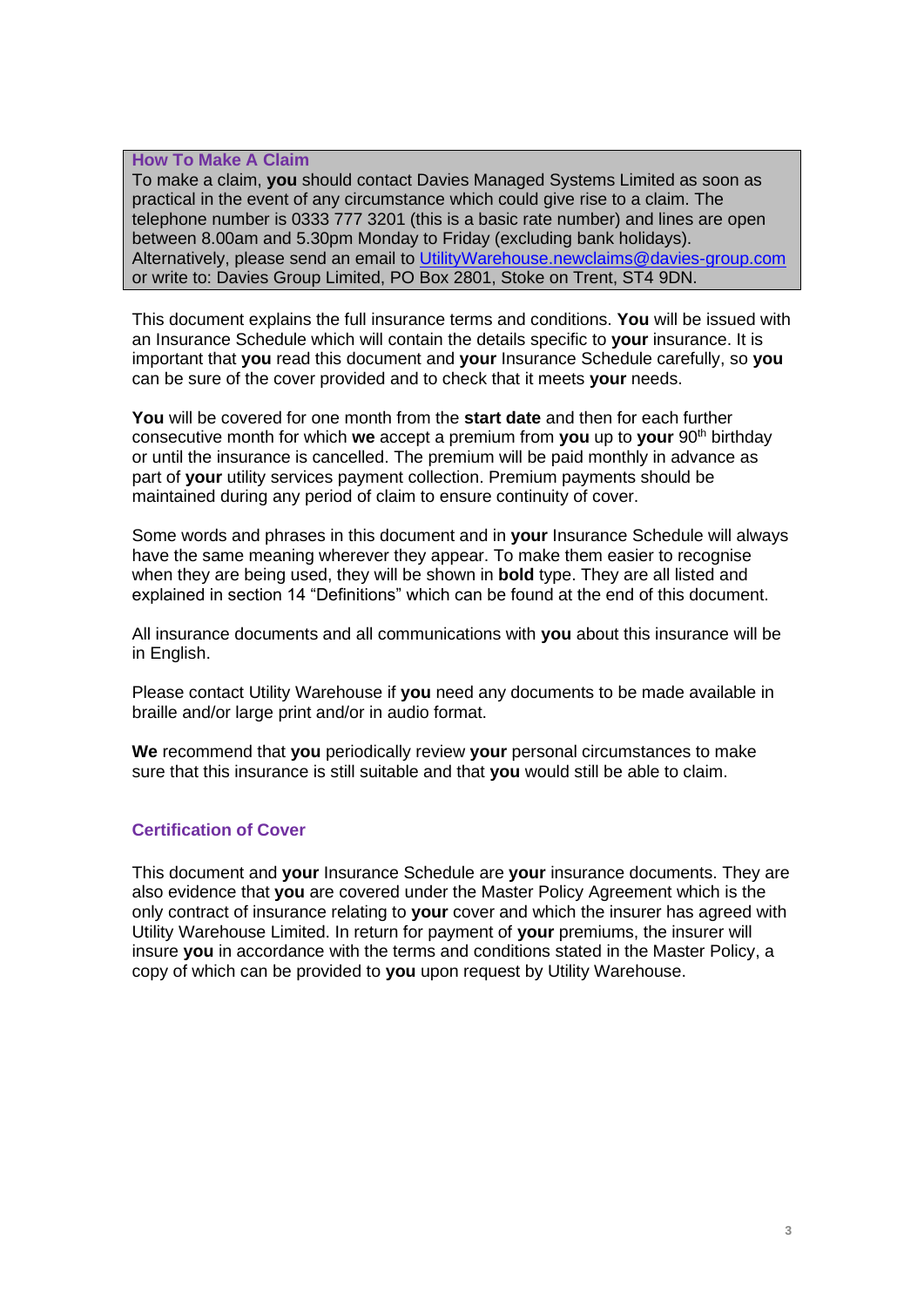## How To Make A Claim

To make a claim, **you** should contact Davies Managed Systems Limited as soon as practical in the event of any circumstance which could give rise to a claim. The telephone number is 0333 777 3201 (this is a basic rate number) and lines are open between 8.00am and 5.30pm Monday to Friday (excluding bank holidays). Alternatively, please send an email to UtilityWarehouse.newclaims@davies-group.com or write to: Davies Group Limited, PO Box 2801, Stoke on Trent, ST4 9DN.

This document explains the full insurance terms and conditions. **You** will be issued with an Insurance Schedule which will contain the details specific to **your** insurance. It is important that **you** read this document and **your** Insurance Schedule carefully, so **you** can be sure of the cover provided and to check that it meets **your** needs.

**You** will be covered for one month from the **start date** and then for each further consecutive month for which **we** accept a premium from **you** up to **your** 90th birthday or until the insurance is cancelled. The premium will be paid monthly in advance as part of **your** utility services payment collection. Premium payments should be maintained during any period of claim to ensure continuity of cover.

Some words and phrases in this document and in **your** Insurance Schedule will always have the same meaning wherever they appear. To make them easier to recognise when they are being used, they will be shown in **bold** type. They are all listed and explained in section 14 "Definitions" which can be found at the end of this document.

All insurance documents and all communications with **you** about this insurance will be in English.

Please contact Utility Warehouse if **you** need any documents to be made available in braille and/or large print and/or in audio format.

**We** recommend that **you** periodically review **your** personal circumstances to make sure that this insurance is still suitable and that **you** would still be able to claim.

## Certification of Cover

This document and **your** Insurance Schedule are **your** insurance documents. They are also evidence that **you** are covered under the Master Policy Agreement which is the only contract of insurance relating to **your** cover and which the insurer has agreed with Utility Warehouse Limited. In return for payment of **your** premiums, the insurer will insure **you** in accordance with the terms and conditions stated in the Master Policy, a copy of which can be provided to **you** upon request by Utility Warehouse.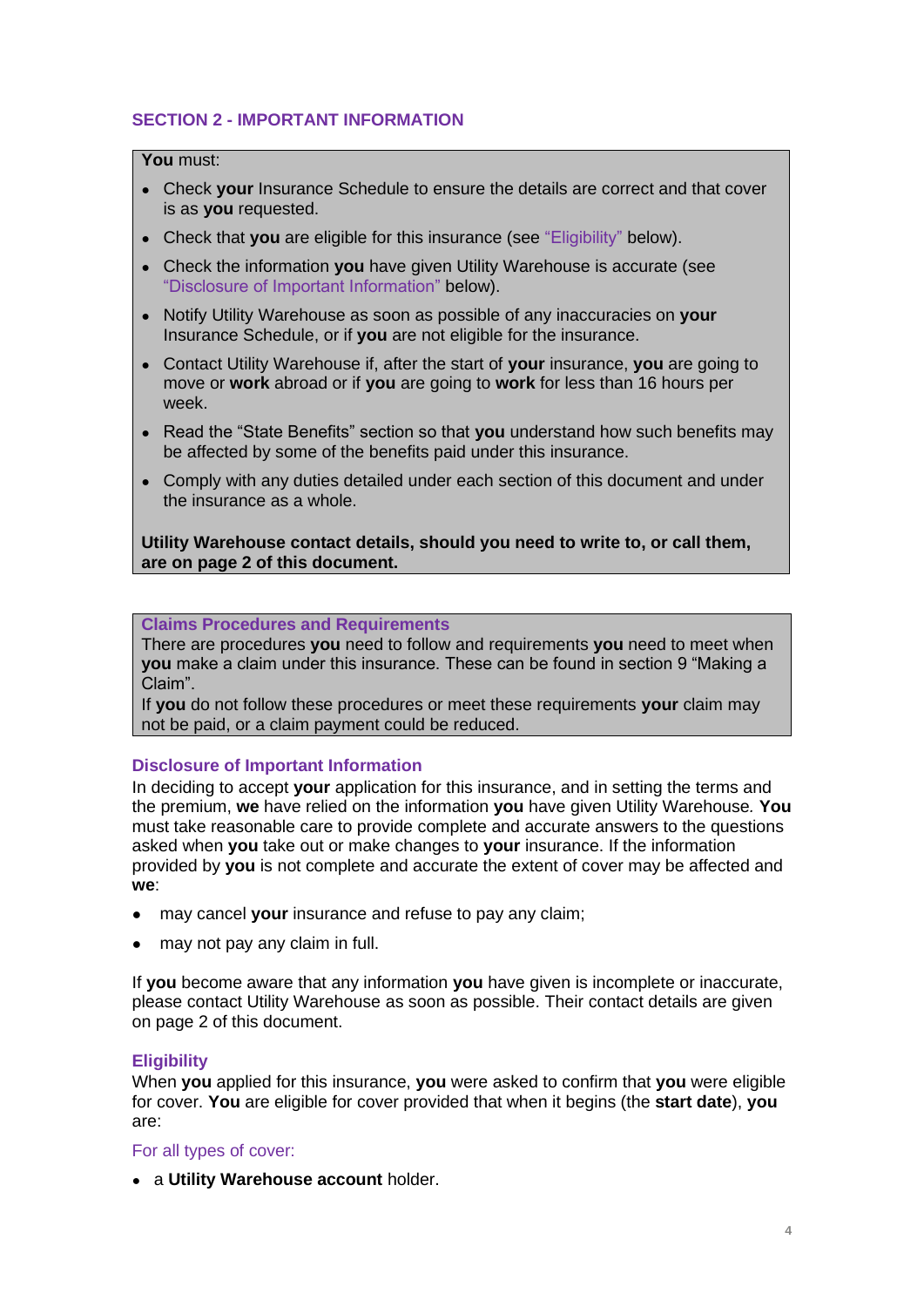## SECTION 2 - IMPORTANT INFORMATION

**You** must:

- Check **your** Insurance Schedule to ensure the details are correct and that cover is as **you** requested.
- Check that **you** are eligible for this insurance (see "Eligibility" below).
- Check the information **you** have given Utility Warehouse is accurate (see "Disclosure of Important Information" below).
- Notify Utility Warehouse as soon as possible of any inaccuracies on **your** Insurance Schedule, or if **you** are not eligible for the insurance.
- Contact Utility Warehouse if, after the start of **your** insurance, **you** are going to move or **work** abroad or if **you** are going to **work** for less than 16 hours per week.
- Read the "State Benefits" section so that **you** understand how such benefits may be affected by some of the benefits paid under this insurance.
- Comply with any duties detailed under each section of this document and under the insurance as a whole.

**Utility Warehouse contact details, should you need to write to, or call them, are on page 2 of this document.**

### Claims Procedures and Requirements

There are procedures **you** need to follow and requirements **you** need to meet when **you** make a claim under this insurance. These can be found in section 9 "Making a Claim".

If **you** do not follow these procedures or meet these requirements **your** claim may not be paid, or a claim payment could be reduced.

### Disclosure of Important Information

In deciding to accept **your** application for this insurance, and in setting the terms and the premium, **we** have relied on the information **you** have given Utility Warehouse. **You** must take reasonable care to provide complete and accurate answers to the questions asked when **you** take out or make changes to **your** insurance. If the information provided by **you** is not complete and accurate the extent of cover may be affected and **we**:

- may cancel **your** insurance and refuse to pay any claim;
- may not pay any claim in full.

If **you** become aware that any information **you** have given is incomplete or inaccurate, please contact Utility Warehouse as soon as possible. Their contact details are given on page 2 of this document.

### Eligibility

When **you** applied for this insurance, **you** were asked to confirm that **you** were eligible for cover. **You** are eligible for cover provided that when it begins (the **start date**), **you** are:

For all types of cover:

- a **Utility Warehouse account** holder.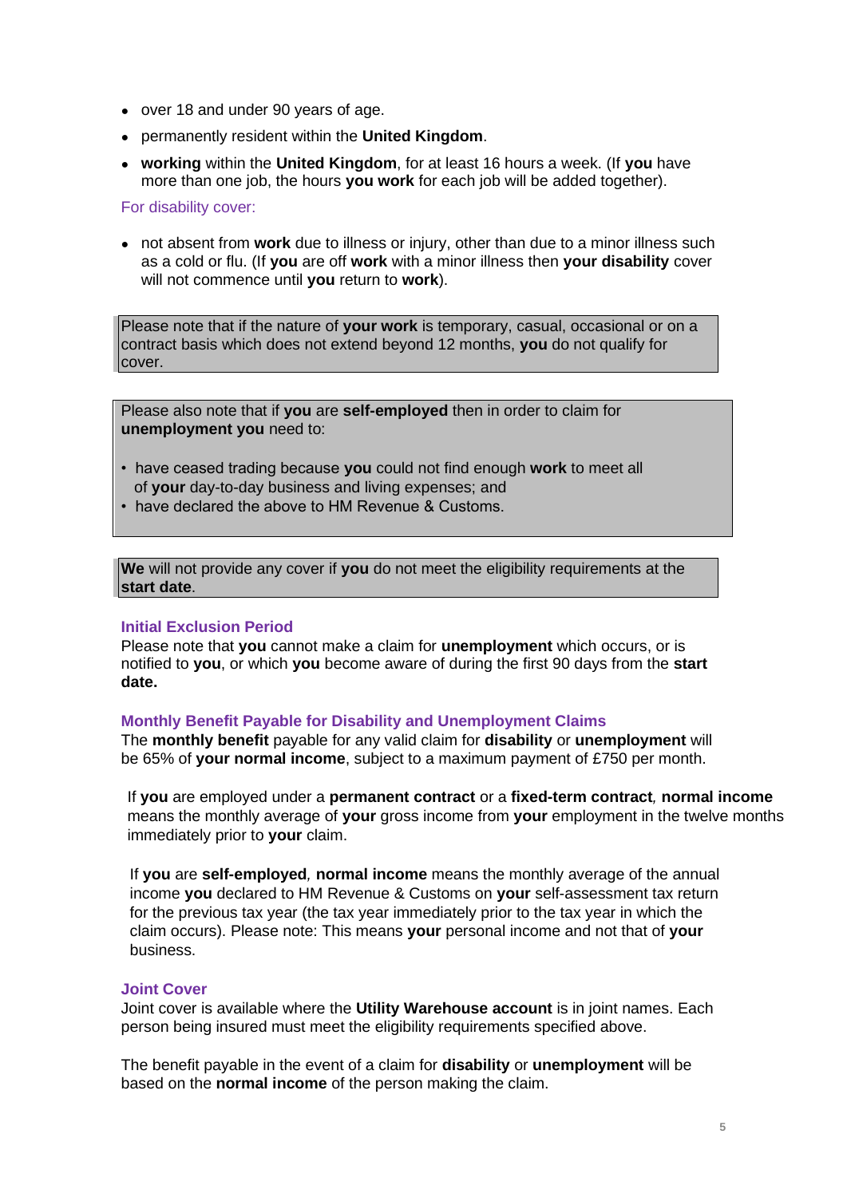- over 18 and under 90 years of age.
- permanently resident within the **United Kingdom**.
- **working** within the **United Kingdom**, for at least 16 hours a week. (If **you** have more than one job, the hours **you work** for each job will be added together).

For disability cover:

- not absent from **work** due to illness or injury, other than due to a minor illness such as a cold or flu. (If **you** are off **work** with a minor illness then **your disability** cover will not commence until **you** return to **work**).

> Please note that if the nature of **your work** is temporary, casual, occasional or on a contract basis which does not extend beyond 12 months, **you** do not qualify for cover.

> Please also note that if **you** are **self-employed** then in order to claim for **unemployment you** need to:
>
> - have ceased trading because **you** could not find enough **work** to meet all of **your** day-to-day business and living expenses; and
> - have declared the above to HM Revenue & Customs.

> **We** will not provide any cover if **you** do not meet the eligibility requirements at the **start date**.

### Initial Exclusion Period

Please note that **you** cannot make a claim for **unemployment** which occurs, or is notified to **you**, or which **you** become aware of during the first 90 days from the **start date.**

### Monthly Benefit Payable for Disability and Unemployment Claims

The **monthly benefit** payable for any valid claim for **disability** or **unemployment** will be 65% of **your normal income**, subject to a maximum payment of £750 per month.

If **you** are employed under a **permanent contract** or a **fixed-term contract***,* **normal income** means the monthly average of **your** gross income from **your** employment in the twelve months immediately prior to **your** claim.

If **you** are **self-employed***,* **normal income** means the monthly average of the annual income **you** declared to HM Revenue & Customs on **your** self-assessment tax return for the previous tax year (the tax year immediately prior to the tax year in which the claim occurs). Please note: This means **your** personal income and not that of **your** business.

### Joint Cover

Joint cover is available where the **Utility Warehouse account** is in joint names. Each person being insured must meet the eligibility requirements specified above.

The benefit payable in the event of a claim for **disability** or **unemployment** will be based on the **normal income** of the person making the claim.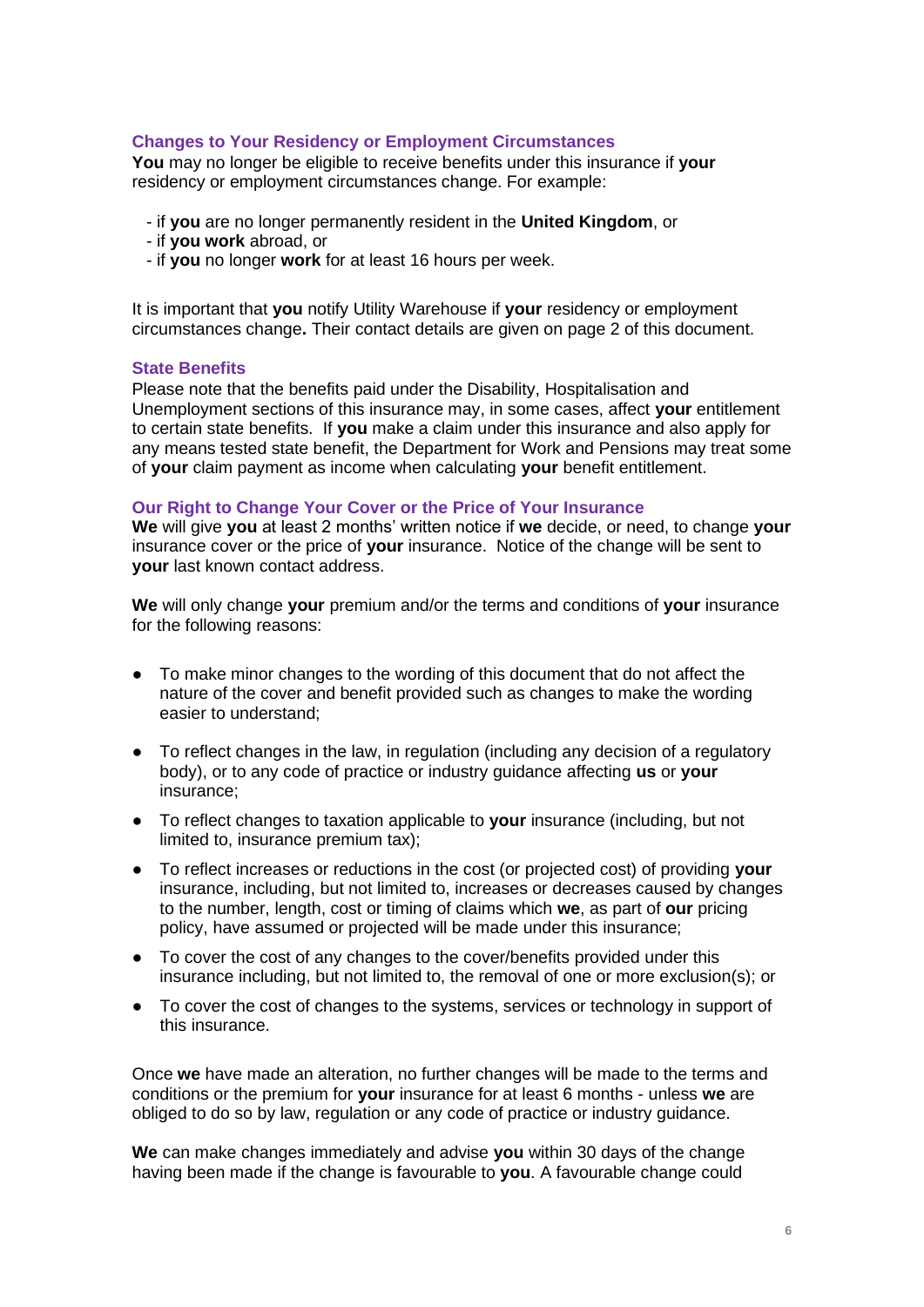### Changes to Your Residency or Employment Circumstances

**You** may no longer be eligible to receive benefits under this insurance if **your** residency or employment circumstances change. For example:

- if **you** are no longer permanently resident in the **United Kingdom**, or
- if **you work** abroad, or
- if **you** no longer **work** for at least 16 hours per week.

It is important that **you** notify Utility Warehouse if **your** residency or employment circumstances change**.** Their contact details are given on page 2 of this document.

### State Benefits

Please note that the benefits paid under the Disability, Hospitalisation and Unemployment sections of this insurance may, in some cases, affect **your** entitlement to certain state benefits. If **you** make a claim under this insurance and also apply for any means tested state benefit, the Department for Work and Pensions may treat some of **your** claim payment as income when calculating **your** benefit entitlement.

### Our Right to Change Your Cover or the Price of Your Insurance

**We** will give **you** at least 2 months' written notice if **we** decide, or need, to change **your** insurance cover or the price of **your** insurance. Notice of the change will be sent to **your** last known contact address.

**We** will only change **your** premium and/or the terms and conditions of **your** insurance for the following reasons:

- To make minor changes to the wording of this document that do not affect the nature of the cover and benefit provided such as changes to make the wording easier to understand;
- To reflect changes in the law, in regulation (including any decision of a regulatory body), or to any code of practice or industry guidance affecting **us** or **your** insurance;
- To reflect changes to taxation applicable to **your** insurance (including, but not limited to, insurance premium tax);
- To reflect increases or reductions in the cost (or projected cost) of providing **your** insurance, including, but not limited to, increases or decreases caused by changes to the number, length, cost or timing of claims which **we**, as part of **our** pricing policy, have assumed or projected will be made under this insurance;
- To cover the cost of any changes to the cover/benefits provided under this insurance including, but not limited to, the removal of one or more exclusion(s); or
- To cover the cost of changes to the systems, services or technology in support of this insurance.

Once **we** have made an alteration, no further changes will be made to the terms and conditions or the premium for **your** insurance for at least 6 months - unless **we** are obliged to do so by law, regulation or any code of practice or industry guidance.

**We** can make changes immediately and advise **you** within 30 days of the change having been made if the change is favourable to **you**. A favourable change could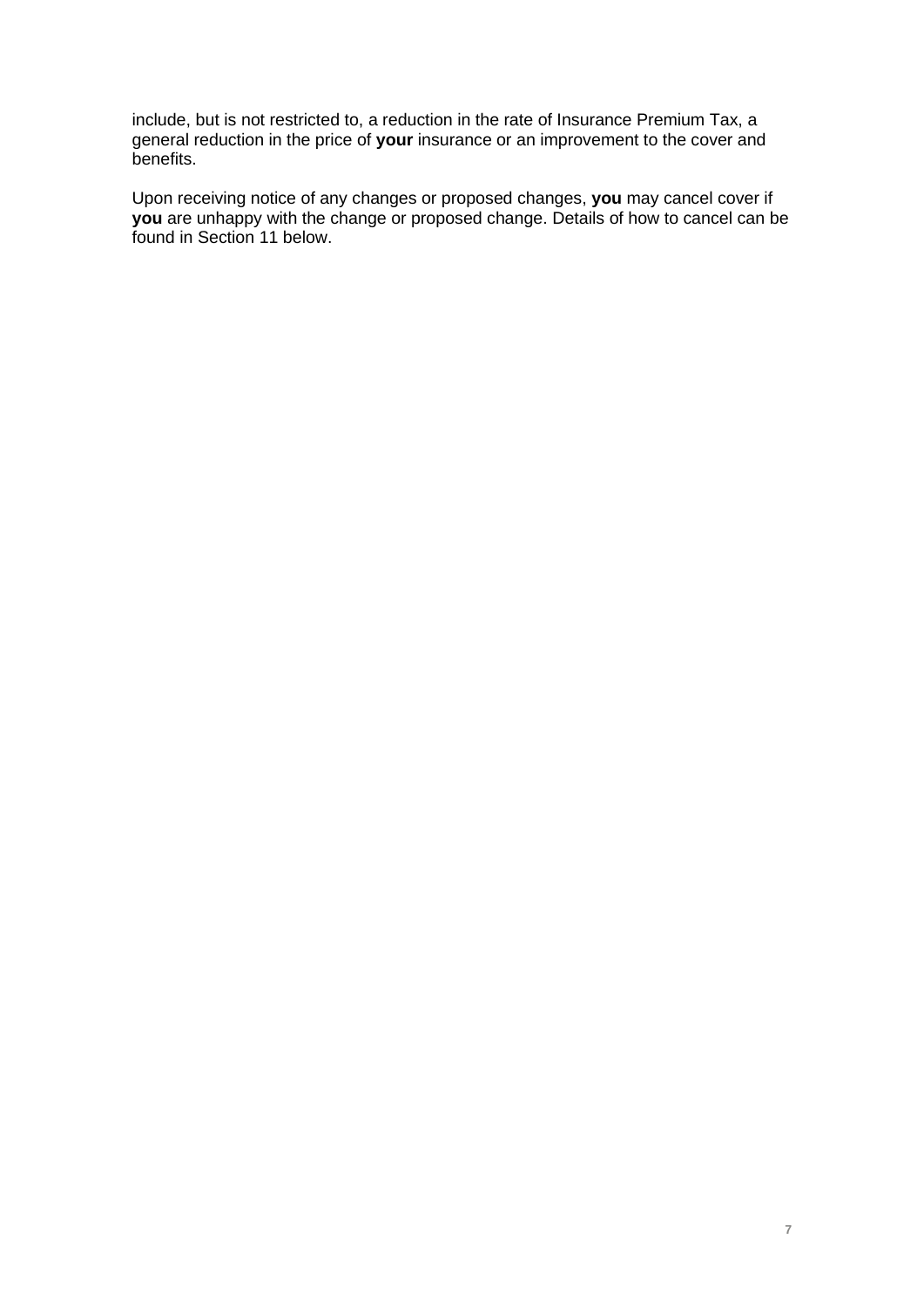include, but is not restricted to, a reduction in the rate of Insurance Premium Tax, a general reduction in the price of **your** insurance or an improvement to the cover and benefits.

Upon receiving notice of any changes or proposed changes, **you** may cancel cover if **you** are unhappy with the change or proposed change. Details of how to cancel can be found in Section 11 below.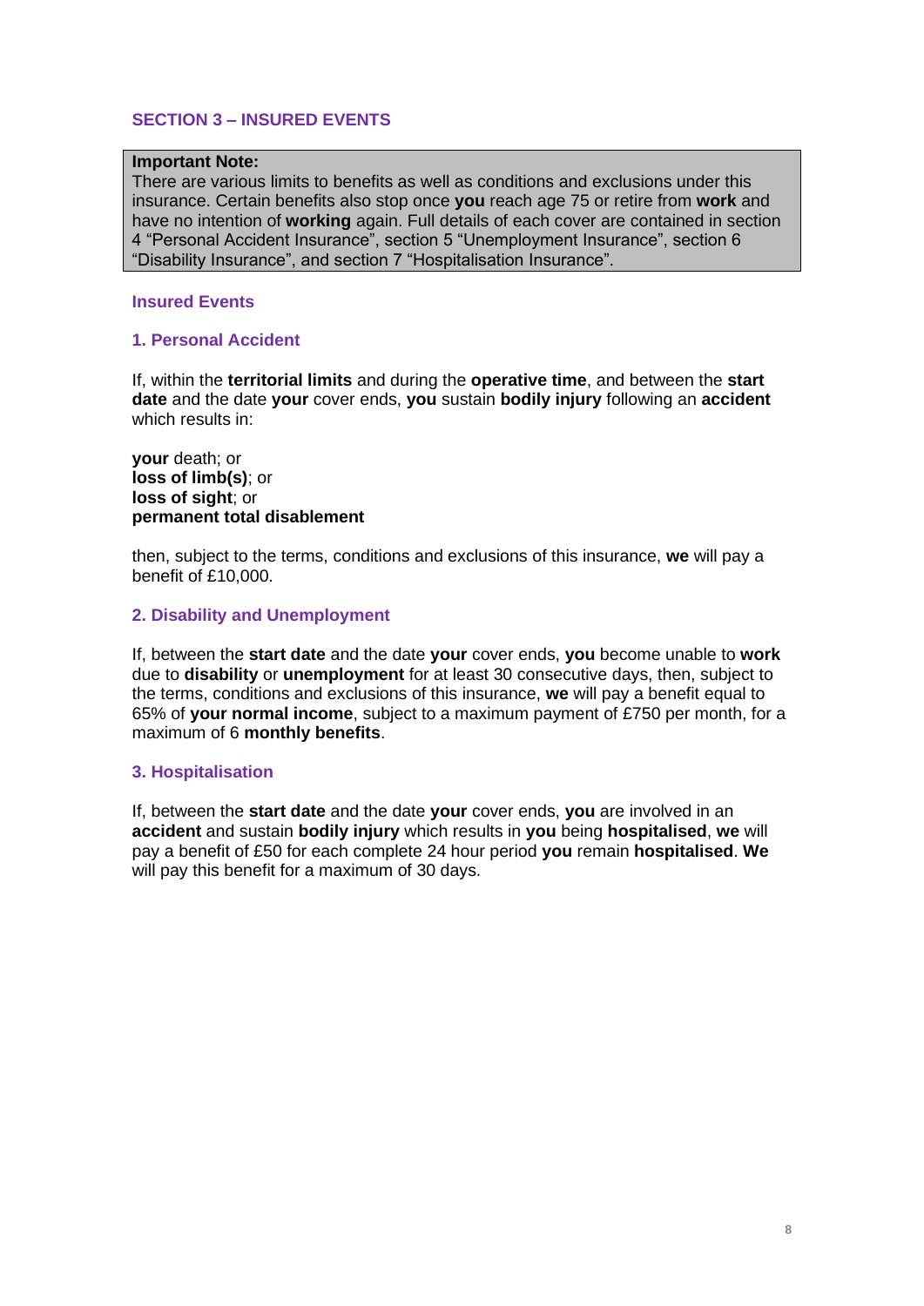## SECTION 3 – INSURED EVENTS

> **Important Note:**
> There are various limits to benefits as well as conditions and exclusions under this insurance. Certain benefits also stop once **you** reach age 75 or retire from **work** and have no intention of **working** again. Full details of each cover are contained in section 4 "Personal Accident Insurance", section 5 "Unemployment Insurance", section 6 "Disability Insurance", and section 7 "Hospitalisation Insurance".

### Insured Events

### 1. Personal Accident

If, within the **territorial limits** and during the **operative time**, and between the **start date** and the date **your** cover ends, **you** sustain **bodily injury** following an **accident** which results in:

**your** death; or
**loss of limb(s)**; or
**loss of sight**; or
**permanent total disablement**

then, subject to the terms, conditions and exclusions of this insurance, **we** will pay a benefit of £10,000.

### 2. Disability and Unemployment

If, between the **start date** and the date **your** cover ends, **you** become unable to **work** due to **disability** or **unemployment** for at least 30 consecutive days, then, subject to the terms, conditions and exclusions of this insurance, **we** will pay a benefit equal to 65% of **your normal income**, subject to a maximum payment of £750 per month, for a maximum of 6 **monthly benefits**.

### 3. Hospitalisation

If, between the **start date** and the date **your** cover ends, **you** are involved in an **accident** and sustain **bodily injury** which results in **you** being **hospitalised**, **we** will pay a benefit of £50 for each complete 24 hour period **you** remain **hospitalised**. **We** will pay this benefit for a maximum of 30 days.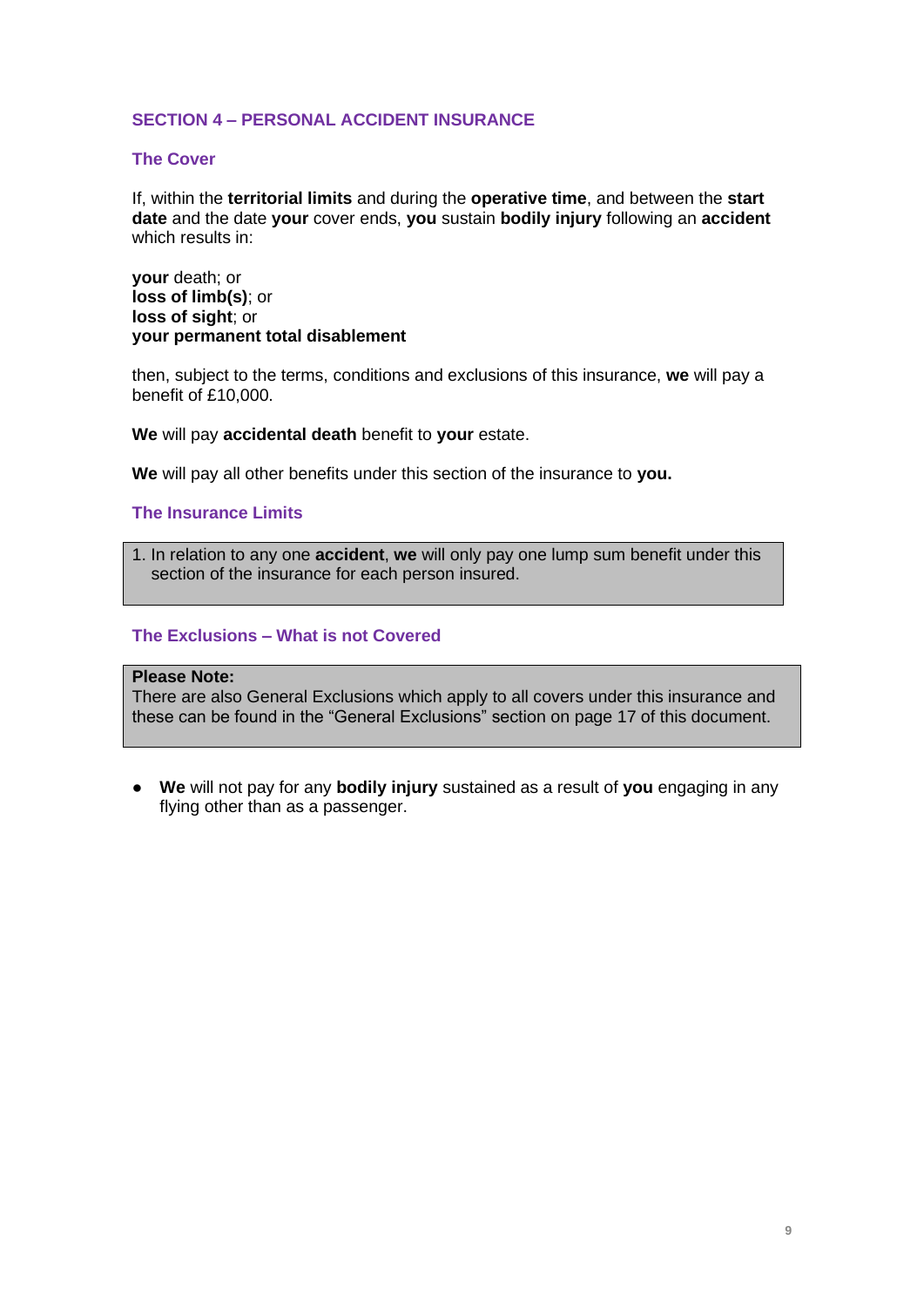## SECTION 4 – PERSONAL ACCIDENT INSURANCE

### The Cover

If, within the **territorial limits** and during the **operative time**, and between the **start date** and the date **your** cover ends, **you** sustain **bodily injury** following an **accident** which results in:

**your** death; or
**loss of limb(s)**; or
**loss of sight**; or
**your permanent total disablement**

then, subject to the terms, conditions and exclusions of this insurance, **we** will pay a benefit of £10,000.

**We** will pay **accidental death** benefit to **your** estate.

**We** will pay all other benefits under this section of the insurance to **you.**

### The Insurance Limits

1. In relation to any one **accident**, **we** will only pay one lump sum benefit under this section of the insurance for each person insured.

### The Exclusions – What is not Covered

**Please Note:**
There are also General Exclusions which apply to all covers under this insurance and these can be found in the "General Exclusions" section on page 17 of this document.

- **We** will not pay for any **bodily injury** sustained as a result of **you** engaging in any flying other than as a passenger.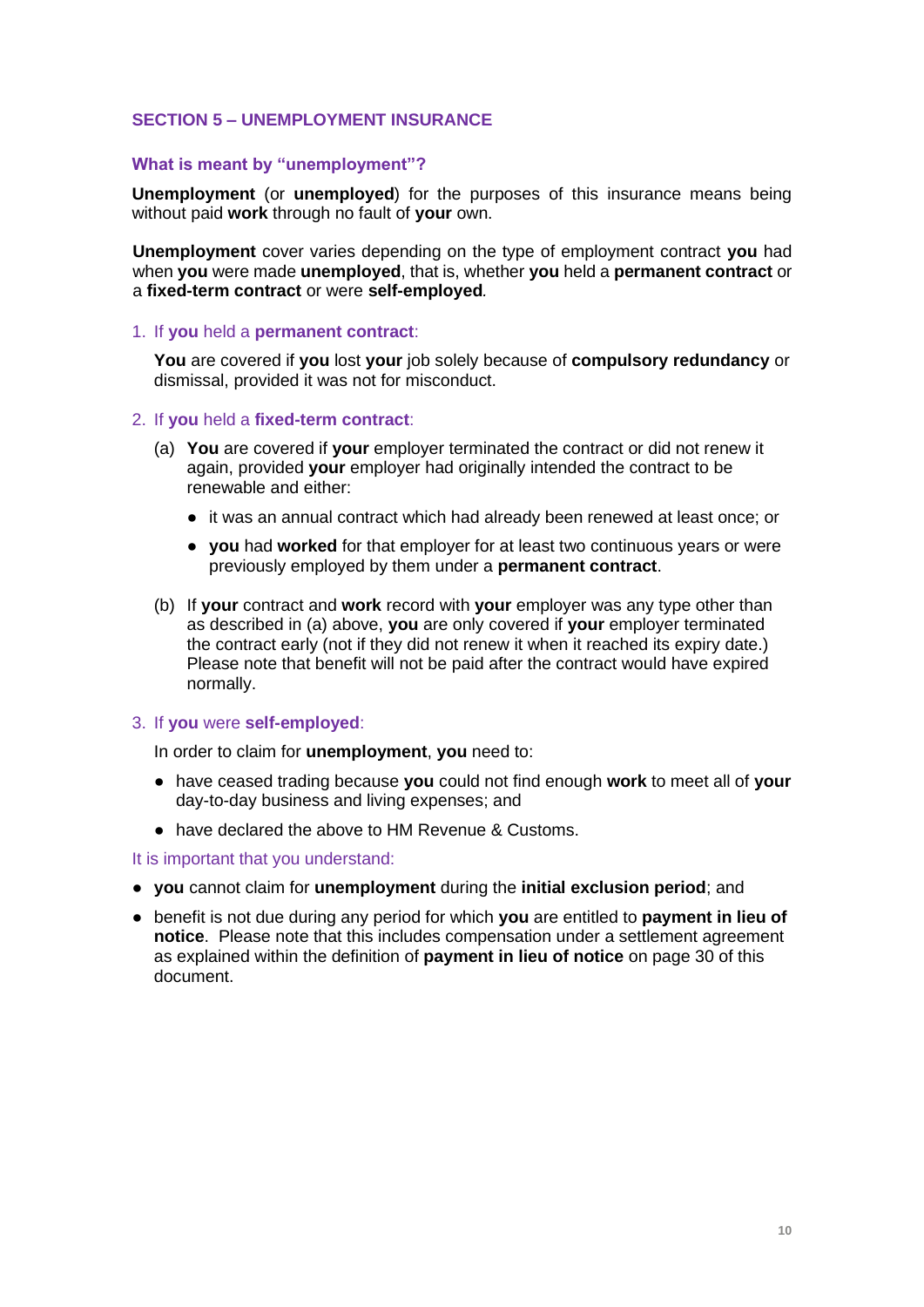## SECTION 5 – UNEMPLOYMENT INSURANCE

### What is meant by "unemployment"?

**Unemployment** (or **unemployed**) for the purposes of this insurance means being without paid **work** through no fault of **your** own.

**Unemployment** cover varies depending on the type of employment contract **you** had when **you** were made **unemployed**, that is, whether **you** held a **permanent contract** or a **fixed-term contract** or were **self-employed**.

1. If **you** held a **permanent contract**:

   **You** are covered if **you** lost **your** job solely because of **compulsory redundancy** or dismissal, provided it was not for misconduct.

2. If **you** held a **fixed-term contract**:

   (a) **You** are covered if **your** employer terminated the contract or did not renew it again, provided **your** employer had originally intended the contract to be renewable and either:

   - it was an annual contract which had already been renewed at least once; or
   - **you** had **worked** for that employer for at least two continuous years or were previously employed by them under a **permanent contract**.

   (b) If **your** contract and **work** record with **your** employer was any type other than as described in (a) above, **you** are only covered if **your** employer terminated the contract early (not if they did not renew it when it reached its expiry date.) Please note that benefit will not be paid after the contract would have expired normally.

3. If **you** were **self-employed**:

   In order to claim for **unemployment**, **you** need to:

   - have ceased trading because **you** could not find enough **work** to meet all of **your** day-to-day business and living expenses; and
   - have declared the above to HM Revenue & Customs.

It is important that you understand:

- **you** cannot claim for **unemployment** during the **initial exclusion period**; and
- benefit is not due during any period for which **you** are entitled to **payment in lieu of notice**. Please note that this includes compensation under a settlement agreement as explained within the definition of **payment in lieu of notice** on page 30 of this document.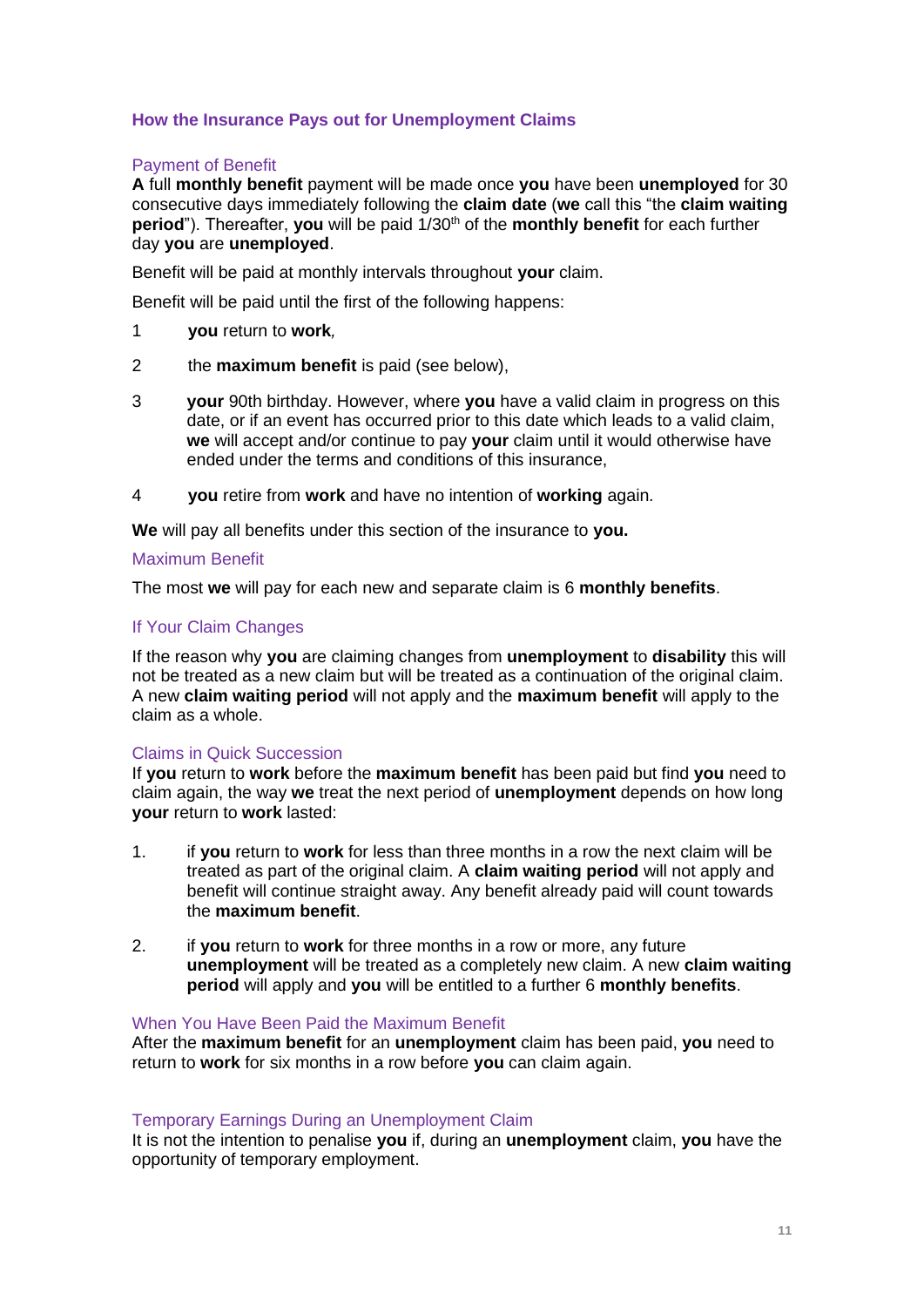## How the Insurance Pays out for Unemployment Claims

### Payment of Benefit

**A** full **monthly benefit** payment will be made once **you** have been **unemployed** for 30 consecutive days immediately following the **claim date** (**we** call this "the **claim waiting period**"). Thereafter, **you** will be paid 1/30th of the **monthly benefit** for each further day **you** are **unemployed**.

Benefit will be paid at monthly intervals throughout **your** claim.

Benefit will be paid until the first of the following happens:

1. **you** return to **work**,
2. the **maximum benefit** is paid (see below),
3. **your** 90th birthday. However, where **you** have a valid claim in progress on this date, or if an event has occurred prior to this date which leads to a valid claim, **we** will accept and/or continue to pay **your** claim until it would otherwise have ended under the terms and conditions of this insurance,
4. **you** retire from **work** and have no intention of **working** again.

**We** will pay all benefits under this section of the insurance to **you.**

### Maximum Benefit

The most **we** will pay for each new and separate claim is 6 **monthly benefits**.

### If Your Claim Changes

If the reason why **you** are claiming changes from **unemployment** to **disability** this will not be treated as a new claim but will be treated as a continuation of the original claim. A new **claim waiting period** will not apply and the **maximum benefit** will apply to the claim as a whole.

### Claims in Quick Succession

If **you** return to **work** before the **maximum benefit** has been paid but find **you** need to claim again, the way **we** treat the next period of **unemployment** depends on how long **your** return to **work** lasted:

1. if **you** return to **work** for less than three months in a row the next claim will be treated as part of the original claim. A **claim waiting period** will not apply and benefit will continue straight away. Any benefit already paid will count towards the **maximum benefit**.
2. if **you** return to **work** for three months in a row or more, any future **unemployment** will be treated as a completely new claim. A new **claim waiting period** will apply and **you** will be entitled to a further 6 **monthly benefits**.

### When You Have Been Paid the Maximum Benefit

After the **maximum benefit** for an **unemployment** claim has been paid, **you** need to return to **work** for six months in a row before **you** can claim again.

### Temporary Earnings During an Unemployment Claim

It is not the intention to penalise **you** if, during an **unemployment** claim, **you** have the opportunity of temporary employment.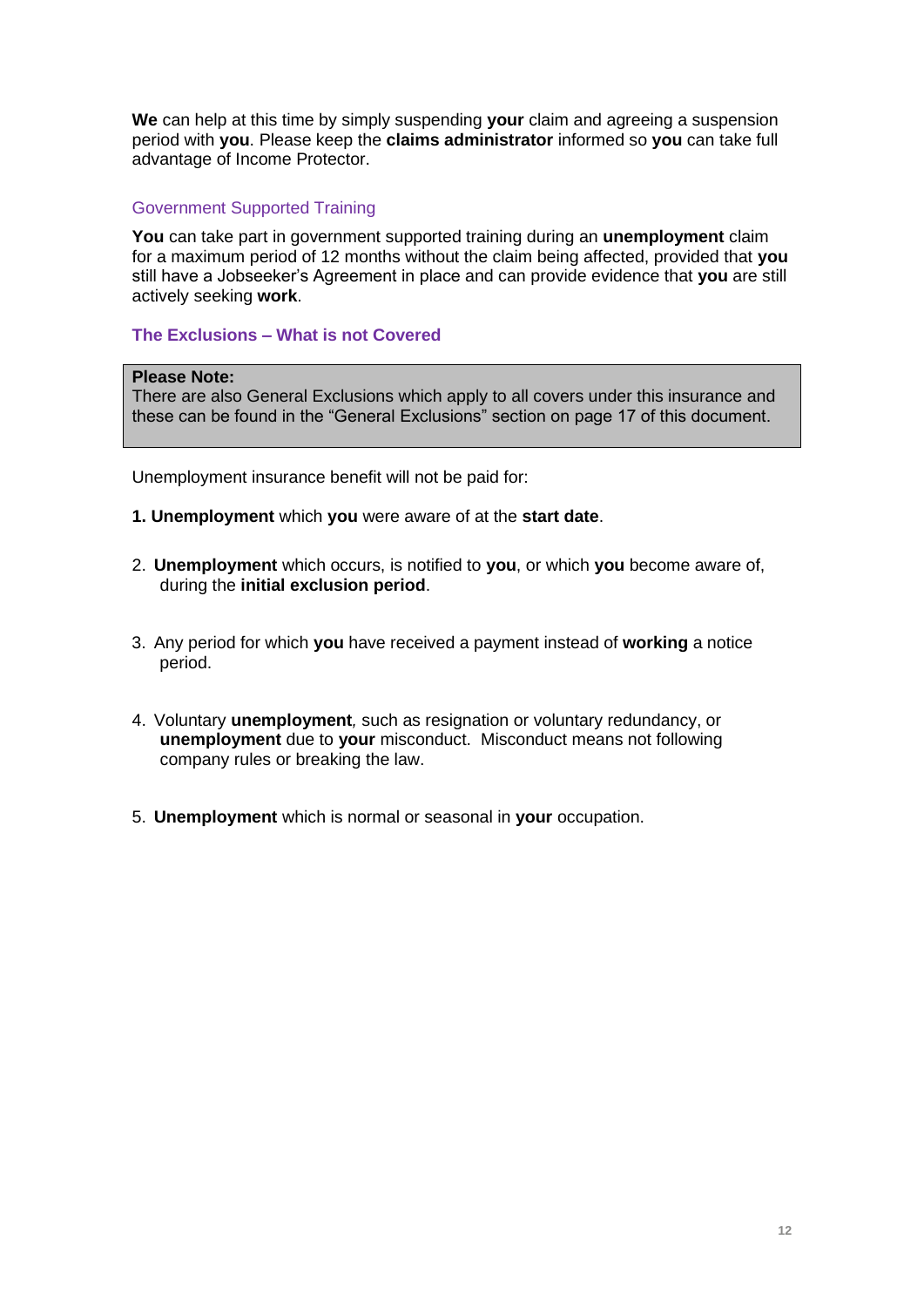**We** can help at this time by simply suspending **your** claim and agreeing a suspension period with **you**. Please keep the **claims administrator** informed so **you** can take full advantage of Income Protector.

### Government Supported Training

**You** can take part in government supported training during an **unemployment** claim for a maximum period of 12 months without the claim being affected, provided that **you** still have a Jobseeker's Agreement in place and can provide evidence that **you** are still actively seeking **work**.

### The Exclusions – What is not Covered

> **Please Note:**
> There are also General Exclusions which apply to all covers under this insurance and these can be found in the "General Exclusions" section on page 17 of this document.

Unemployment insurance benefit will not be paid for:

1. **Unemployment** which **you** were aware of at the **start date**.
2. **Unemployment** which occurs, is notified to **you**, or which **you** become aware of, during the **initial exclusion period**.
3. Any period for which **you** have received a payment instead of **working** a notice period.
4. Voluntary **unemployment**, such as resignation or voluntary redundancy, or **unemployment** due to **your** misconduct. Misconduct means not following company rules or breaking the law.
5. **Unemployment** which is normal or seasonal in **your** occupation.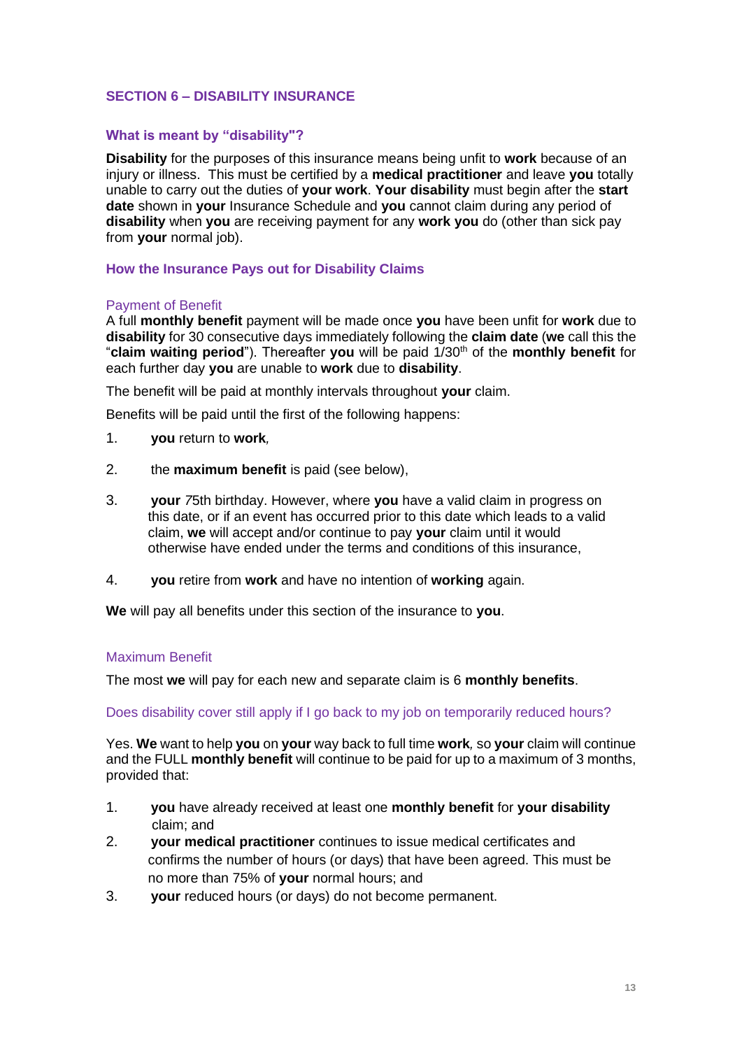## SECTION 6 – DISABILITY INSURANCE

### What is meant by "disability"?

**Disability** for the purposes of this insurance means being unfit to **work** because of an injury or illness. This must be certified by a **medical practitioner** and leave **you** totally unable to carry out the duties of **your work**. **Your disability** must begin after the **start date** shown in **your** Insurance Schedule and **you** cannot claim during any period of **disability** when **you** are receiving payment for any **work you** do (other than sick pay from **your** normal job).

### How the Insurance Pays out for Disability Claims

#### Payment of Benefit

A full **monthly benefit** payment will be made once **you** have been unfit for **work** due to **disability** for 30 consecutive days immediately following the **claim date** (**we** call this the "**claim waiting period**"). Thereafter **you** will be paid 1/30th of the **monthly benefit** for each further day **you** are unable to **work** due to **disability**.

The benefit will be paid at monthly intervals throughout **your** claim.

Benefits will be paid until the first of the following happens:

1. **you** return to **work**,
2. the **maximum benefit** is paid (see below),
3. **your** 75th birthday. However, where **you** have a valid claim in progress on this date, or if an event has occurred prior to this date which leads to a valid claim, **we** will accept and/or continue to pay **your** claim until it would otherwise have ended under the terms and conditions of this insurance,
4. **you** retire from **work** and have no intention of **working** again.

**We** will pay all benefits under this section of the insurance to **you**.

#### Maximum Benefit

The most **we** will pay for each new and separate claim is 6 **monthly benefits**.

#### Does disability cover still apply if I go back to my job on temporarily reduced hours?

Yes. **We** want to help **you** on **your** way back to full time **work**, so **your** claim will continue and the FULL **monthly benefit** will continue to be paid for up to a maximum of 3 months, provided that:

1. **you** have already received at least one **monthly benefit** for **your disability** claim; and
2. **your medical practitioner** continues to issue medical certificates and confirms the number of hours (or days) that have been agreed. This must be no more than 75% of **your** normal hours; and
3. **your** reduced hours (or days) do not become permanent.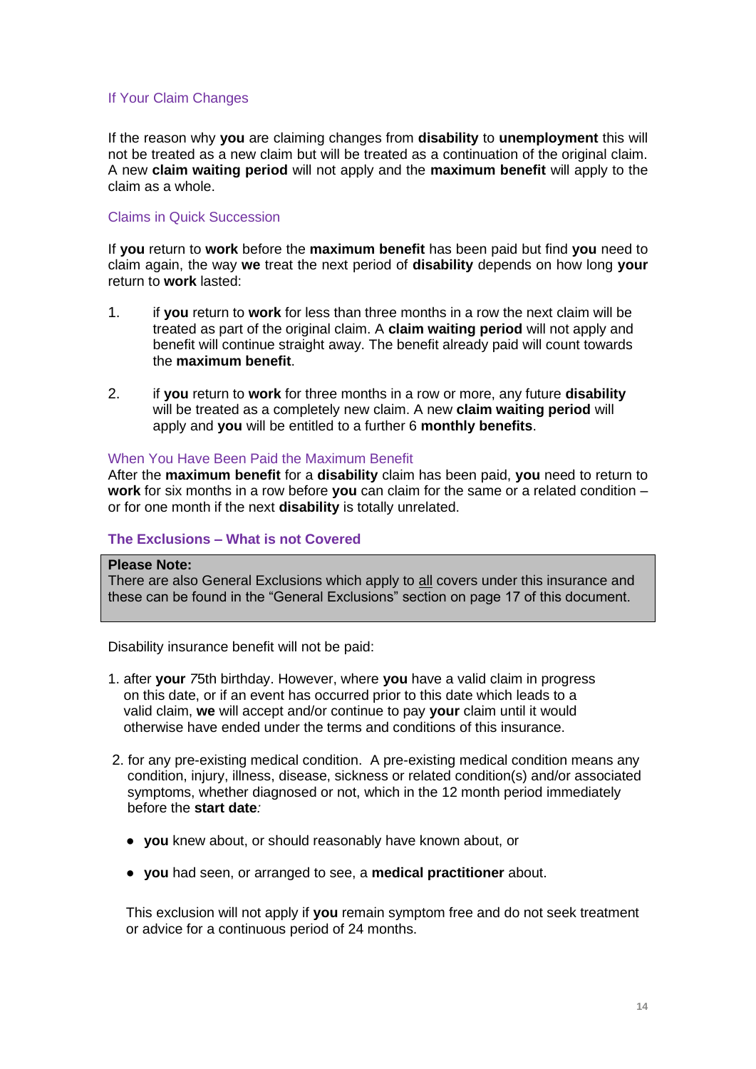### If Your Claim Changes

If the reason why **you** are claiming changes from **disability** to **unemployment** this will not be treated as a new claim but will be treated as a continuation of the original claim. A new **claim waiting period** will not apply and the **maximum benefit** will apply to the claim as a whole.

### Claims in Quick Succession

If **you** return to **work** before the **maximum benefit** has been paid but find **you** need to claim again, the way **we** treat the next period of **disability** depends on how long **your** return to **work** lasted:

1. if **you** return to **work** for less than three months in a row the next claim will be treated as part of the original claim. A **claim waiting period** will not apply and benefit will continue straight away. The benefit already paid will count towards the **maximum benefit**.

2. if **you** return to **work** for three months in a row or more, any future **disability** will be treated as a completely new claim. A new **claim waiting period** will apply and **you** will be entitled to a further 6 **monthly benefits**.

### When You Have Been Paid the Maximum Benefit

After the **maximum benefit** for a **disability** claim has been paid, **you** need to return to **work** for six months in a row before **you** can claim for the same or a related condition – or for one month if the next **disability** is totally unrelated.

## The Exclusions – What is not Covered

> **Please Note:**
> There are also General Exclusions which apply to all covers under this insurance and these can be found in the "General Exclusions" section on page 17 of this document.

Disability insurance benefit will not be paid:

1. after **your** *7*5th birthday. However, where **you** have a valid claim in progress on this date, or if an event has occurred prior to this date which leads to a valid claim, **we** will accept and/or continue to pay **your** claim until it would otherwise have ended under the terms and conditions of this insurance.

2. for any pre-existing medical condition. A pre-existing medical condition means any condition, injury, illness, disease, sickness or related condition(s) and/or associated symptoms, whether diagnosed or not, which in the 12 month period immediately before the **start date***:*

   - **you** knew about, or should reasonably have known about, or

   - **you** had seen, or arranged to see, a **medical practitioner** about.

   This exclusion will not apply if **you** remain symptom free and do not seek treatment or advice for a continuous period of 24 months.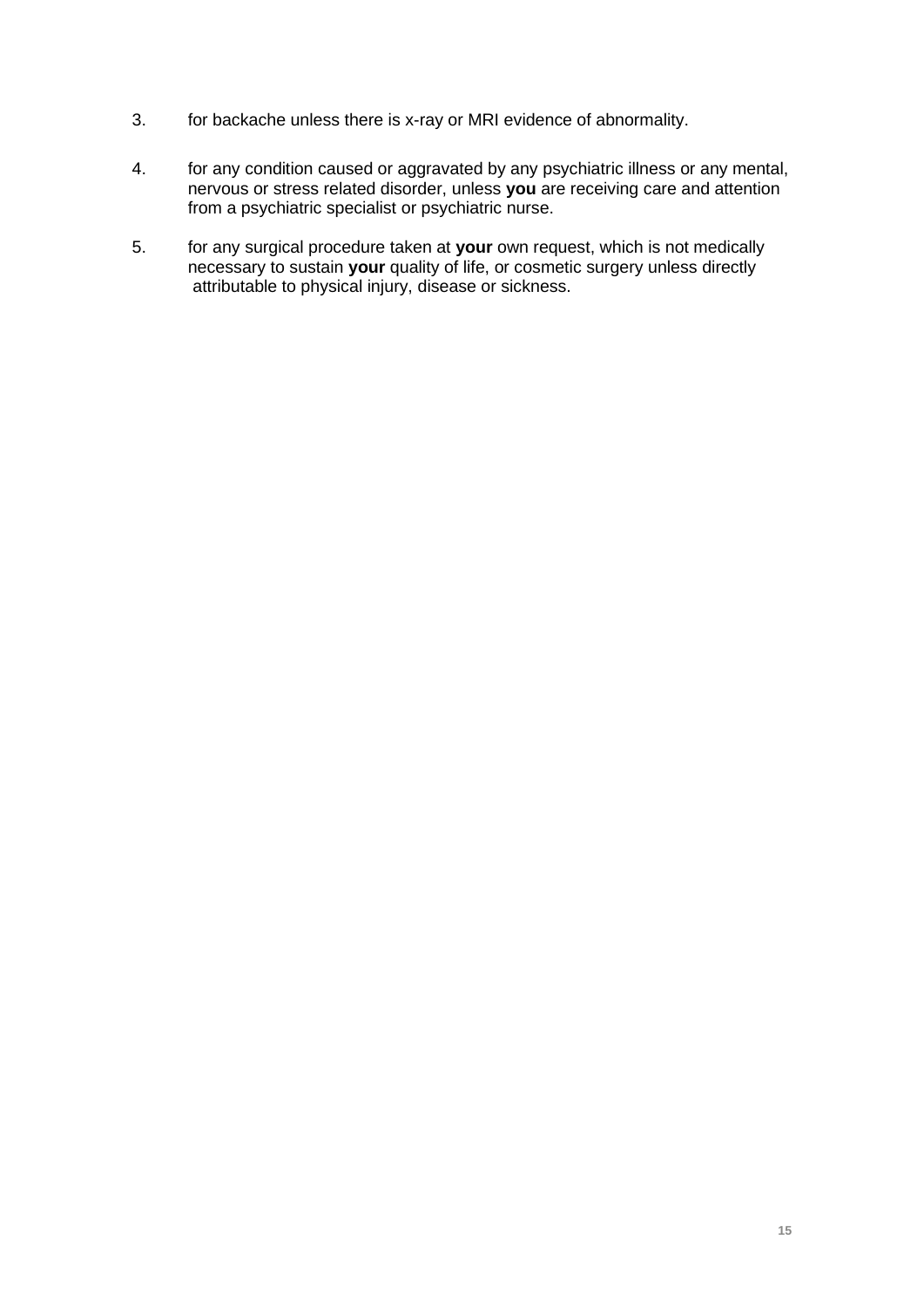3. for backache unless there is x-ray or MRI evidence of abnormality.

4. for any condition caused or aggravated by any psychiatric illness or any mental, nervous or stress related disorder, unless **you** are receiving care and attention from a psychiatric specialist or psychiatric nurse.

5. for any surgical procedure taken at **your** own request, which is not medically necessary to sustain **your** quality of life, or cosmetic surgery unless directly attributable to physical injury, disease or sickness.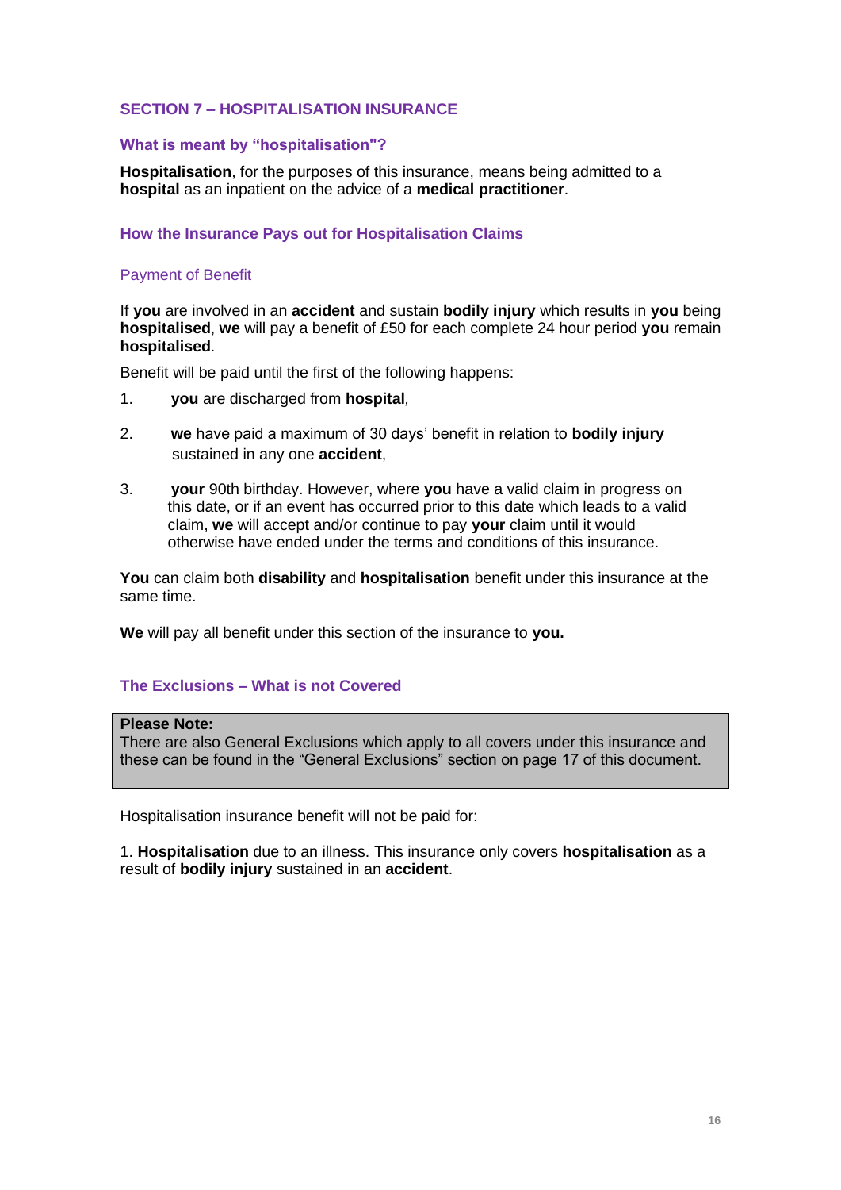## SECTION 7 – HOSPITALISATION INSURANCE

### What is meant by "hospitalisation"?

**Hospitalisation**, for the purposes of this insurance, means being admitted to a **hospital** as an inpatient on the advice of a **medical practitioner**.

### How the Insurance Pays out for Hospitalisation Claims

#### Payment of Benefit

If **you** are involved in an **accident** and sustain **bodily injury** which results in **you** being **hospitalised**, **we** will pay a benefit of £50 for each complete 24 hour period **you** remain **hospitalised**.

Benefit will be paid until the first of the following happens:

1. **you** are discharged from **hospital**,
2. **we** have paid a maximum of 30 days' benefit in relation to **bodily injury** sustained in any one **accident**,
3. **your** 90th birthday. However, where **you** have a valid claim in progress on this date, or if an event has occurred prior to this date which leads to a valid claim, **we** will accept and/or continue to pay **your** claim until it would otherwise have ended under the terms and conditions of this insurance.

**You** can claim both **disability** and **hospitalisation** benefit under this insurance at the same time.

**We** will pay all benefit under this section of the insurance to **you.**

### The Exclusions – What is not Covered

**Please Note:**
There are also General Exclusions which apply to all covers under this insurance and these can be found in the "General Exclusions" section on page 17 of this document.

Hospitalisation insurance benefit will not be paid for:

1. **Hospitalisation** due to an illness. This insurance only covers **hospitalisation** as a result of **bodily injury** sustained in an **accident**.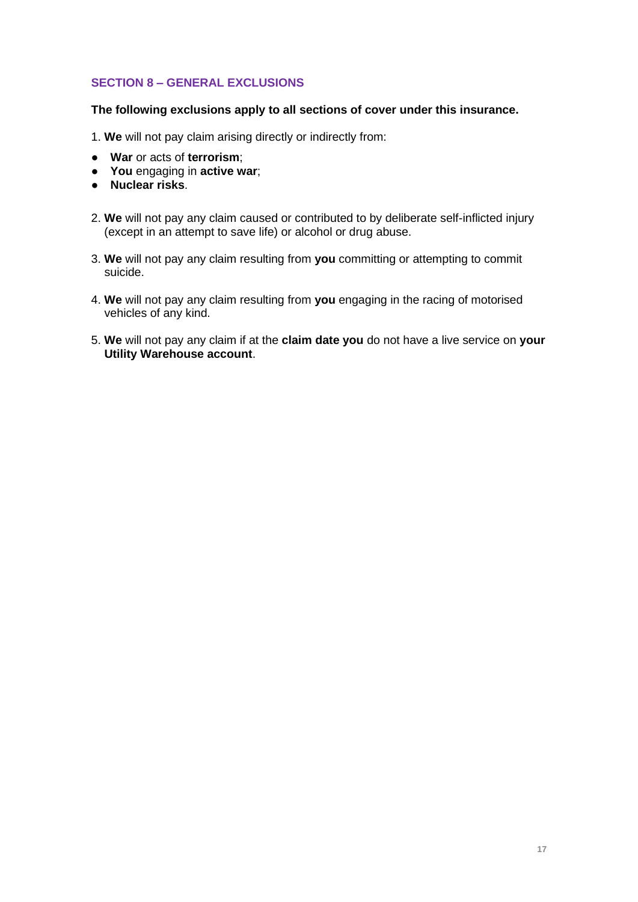## SECTION 8 – GENERAL EXCLUSIONS

**The following exclusions apply to all sections of cover under this insurance.**

1. **We** will not pay claim arising directly or indirectly from:

- **War** or acts of **terrorism**;
- **You** engaging in **active war**;
- **Nuclear risks**.

2. **We** will not pay any claim caused or contributed to by deliberate self-inflicted injury (except in an attempt to save life) or alcohol or drug abuse.

3. **We** will not pay any claim resulting from **you** committing or attempting to commit suicide.

4. **We** will not pay any claim resulting from **you** engaging in the racing of motorised vehicles of any kind.

5. **We** will not pay any claim if at the **claim date you** do not have a live service on **your Utility Warehouse account**.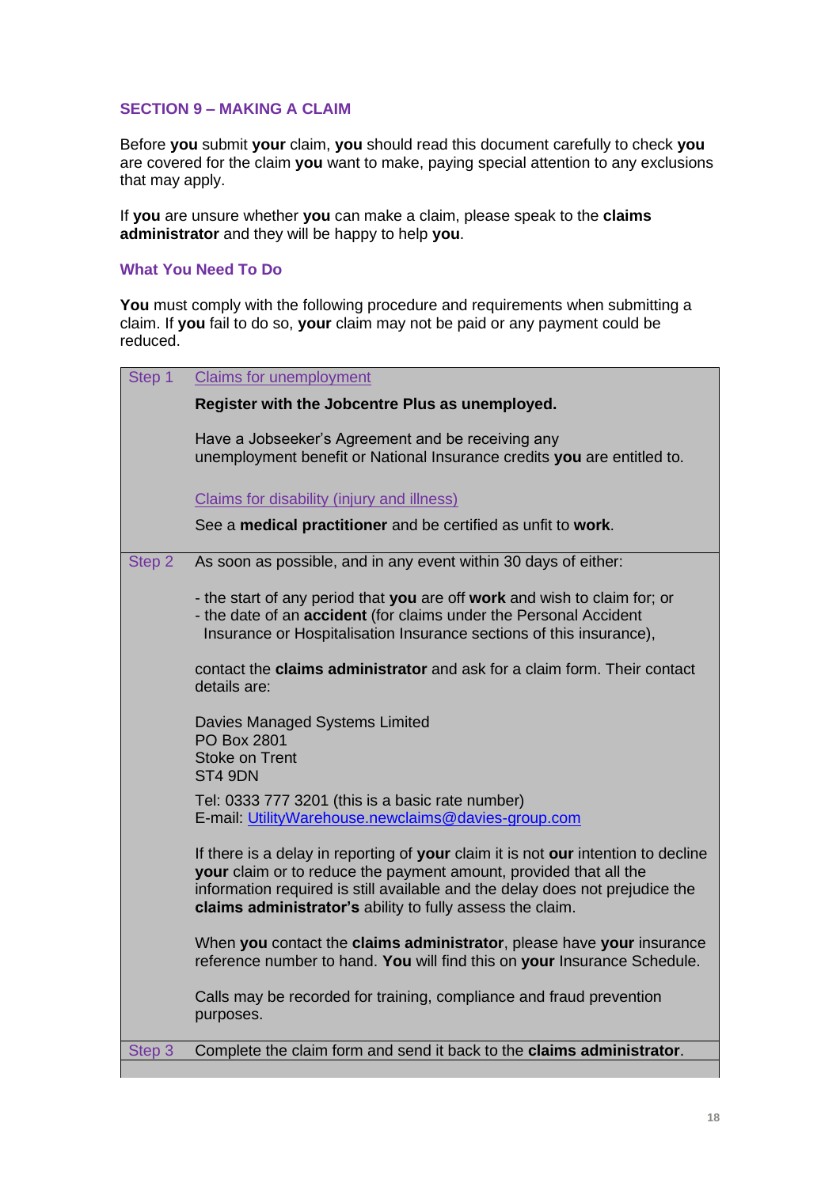## SECTION 9 – MAKING A CLAIM

Before **you** submit **your** claim, **you** should read this document carefully to check **you** are covered for the claim **you** want to make, paying special attention to any exclusions that may apply.

If **you** are unsure whether **you** can make a claim, please speak to the **claims administrator** and they will be happy to help **you**.

### What You Need To Do

**You** must comply with the following procedure and requirements when submitting a claim. If **you** fail to do so, **your** claim may not be paid or any payment could be reduced.

| Step | |
|---|---|
| Step 1 | Claims for unemployment<br><br>**Register with the Jobcentre Plus as unemployed.**<br><br>Have a Jobseeker's Agreement and be receiving any unemployment benefit or National Insurance credits **you** are entitled to.<br><br>Claims for disability (injury and illness)<br><br>See a **medical practitioner** and be certified as unfit to **work**. |
| Step 2 | As soon as possible, and in any event within 30 days of either:<br><br>- the start of any period that **you** are off **work** and wish to claim for; or<br>- the date of an **accident** (for claims under the Personal Accident Insurance or Hospitalisation Insurance sections of this insurance),<br><br>contact the **claims administrator** and ask for a claim form. Their contact details are:<br><br>Davies Managed Systems Limited<br>PO Box 2801<br>Stoke on Trent<br>ST4 9DN<br><br>Tel: 0333 777 3201 (this is a basic rate number)<br>E-mail: UtilityWarehouse.newclaims@davies-group.com<br><br>If there is a delay in reporting of **your** claim it is not **our** intention to decline **your** claim or to reduce the payment amount, provided that all the information required is still available and the delay does not prejudice the **claims administrator's** ability to fully assess the claim.<br><br>When **you** contact the **claims administrator**, please have **your** insurance reference number to hand. **You** will find this on **your** Insurance Schedule.<br><br>Calls may be recorded for training, compliance and fraud prevention purposes. |
| Step 3 | Complete the claim form and send it back to the **claims administrator**. |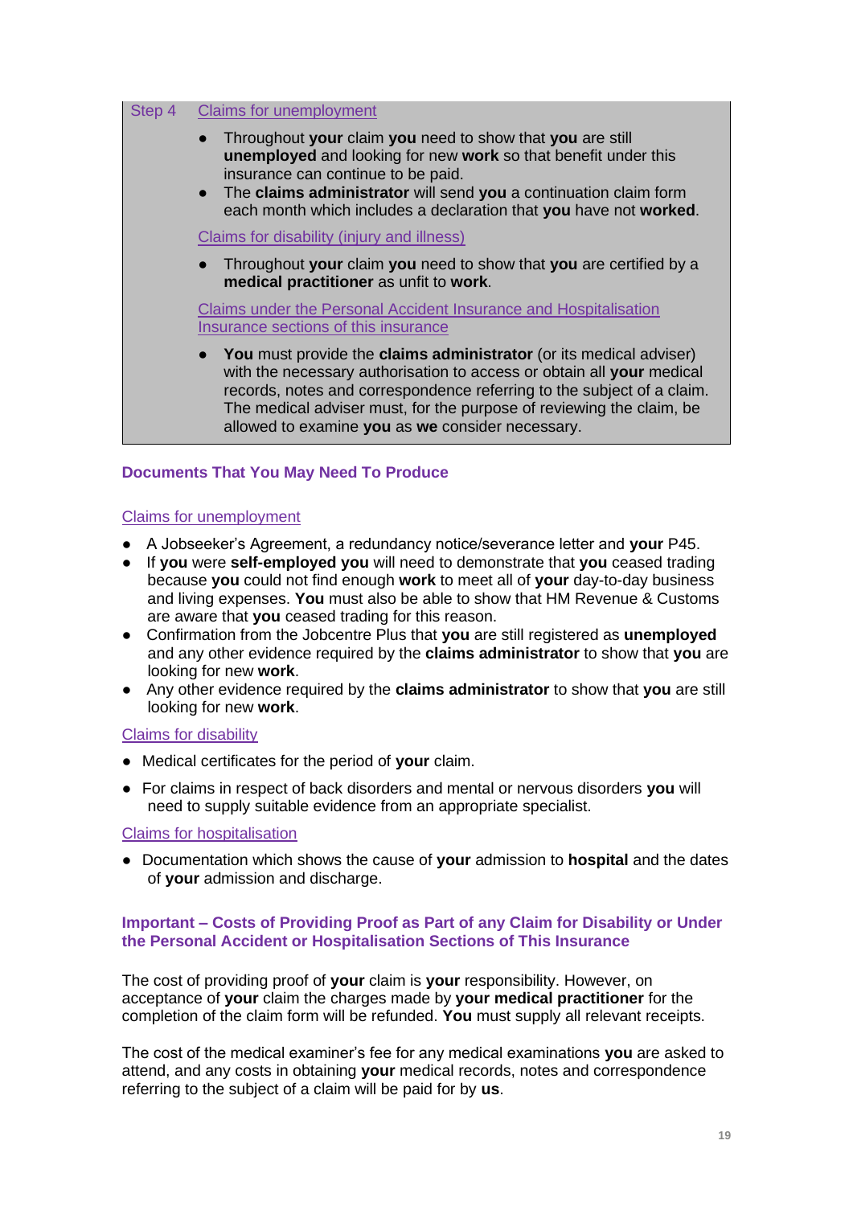Step 4 Claims for unemployment

- Throughout **your** claim **you** need to show that **you** are still **unemployed** and looking for new **work** so that benefit under this insurance can continue to be paid.
- The **claims administrator** will send **you** a continuation claim form each month which includes a declaration that **you** have not **worked**.

Claims for disability (injury and illness)

- Throughout **your** claim **you** need to show that **you** are certified by a **medical practitioner** as unfit to **work**.

Claims under the Personal Accident Insurance and Hospitalisation Insurance sections of this insurance

- **You** must provide the **claims administrator** (or its medical adviser) with the necessary authorisation to access or obtain all **your** medical records, notes and correspondence referring to the subject of a claim. The medical adviser must, for the purpose of reviewing the claim, be allowed to examine **you** as **we** consider necessary.

## Documents That You May Need To Produce

Claims for unemployment

- A Jobseeker's Agreement, a redundancy notice/severance letter and **your** P45.
- If **you** were **self-employed you** will need to demonstrate that **you** ceased trading because **you** could not find enough **work** to meet all of **your** day-to-day business and living expenses. **You** must also be able to show that HM Revenue & Customs are aware that **you** ceased trading for this reason.
- Confirmation from the Jobcentre Plus that **you** are still registered as **unemployed** and any other evidence required by the **claims administrator** to show that **you** are looking for new **work**.
- Any other evidence required by the **claims administrator** to show that **you** are still looking for new **work**.

Claims for disability

- Medical certificates for the period of **your** claim.
- For claims in respect of back disorders and mental or nervous disorders **you** will need to supply suitable evidence from an appropriate specialist.

Claims for hospitalisation

- Documentation which shows the cause of **your** admission to **hospital** and the dates of **your** admission and discharge.

## Important – Costs of Providing Proof as Part of any Claim for Disability or Under the Personal Accident or Hospitalisation Sections of This Insurance

The cost of providing proof of **your** claim is **your** responsibility. However, on acceptance of **your** claim the charges made by **your medical practitioner** for the completion of the claim form will be refunded. **You** must supply all relevant receipts.

The cost of the medical examiner's fee for any medical examinations **you** are asked to attend, and any costs in obtaining **your** medical records, notes and correspondence referring to the subject of a claim will be paid for by **us**.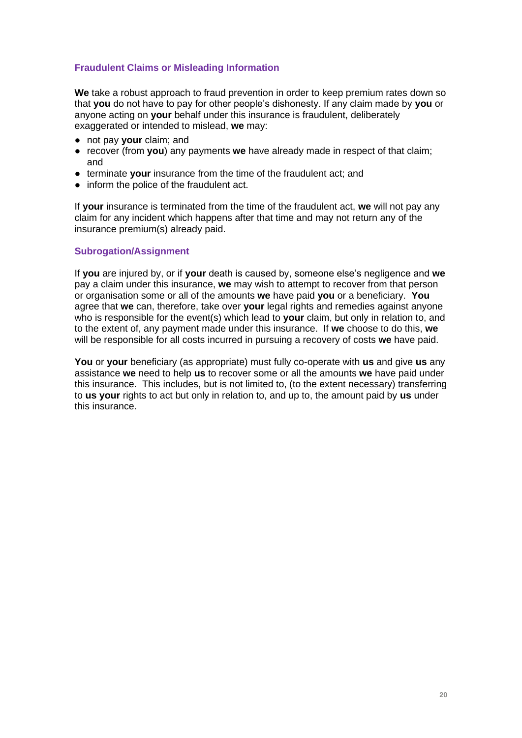### Fraudulent Claims or Misleading Information

**We** take a robust approach to fraud prevention in order to keep premium rates down so that **you** do not have to pay for other people's dishonesty. If any claim made by **you** or anyone acting on **your** behalf under this insurance is fraudulent, deliberately exaggerated or intended to mislead, **we** may:

- not pay **your** claim; and
- recover (from **you**) any payments **we** have already made in respect of that claim; and
- terminate **your** insurance from the time of the fraudulent act; and
- inform the police of the fraudulent act.

If **your** insurance is terminated from the time of the fraudulent act, **we** will not pay any claim for any incident which happens after that time and may not return any of the insurance premium(s) already paid.

### Subrogation/Assignment

If **you** are injured by, or if **your** death is caused by, someone else's negligence and **we** pay a claim under this insurance, **we** may wish to attempt to recover from that person or organisation some or all of the amounts **we** have paid **you** or a beneficiary. **You** agree that **we** can, therefore, take over **your** legal rights and remedies against anyone who is responsible for the event(s) which lead to **your** claim, but only in relation to, and to the extent of, any payment made under this insurance. If **we** choose to do this, **we** will be responsible for all costs incurred in pursuing a recovery of costs **we** have paid.

**You** or **your** beneficiary (as appropriate) must fully co-operate with **us** and give **us** any assistance **we** need to help **us** to recover some or all the amounts **we** have paid under this insurance. This includes, but is not limited to, (to the extent necessary) transferring to **us your** rights to act but only in relation to, and up to, the amount paid by **us** under this insurance.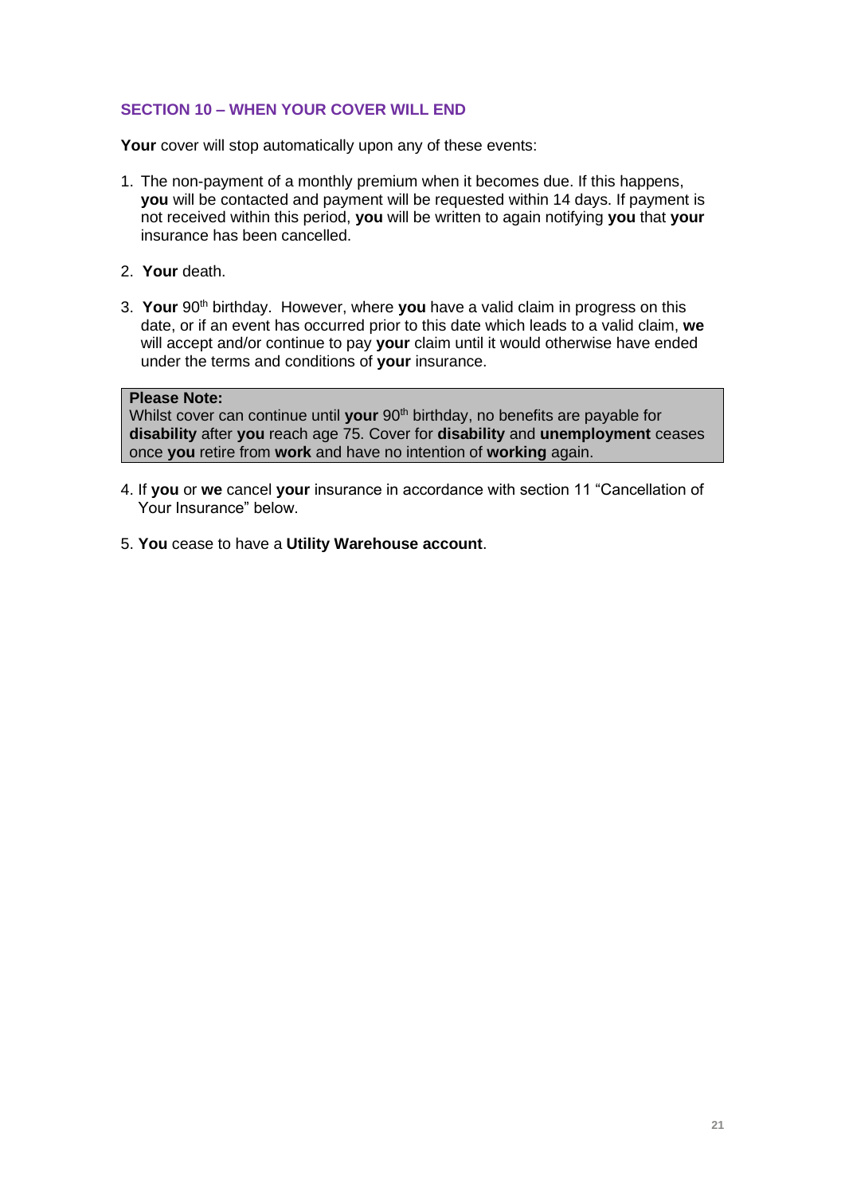## SECTION 10 – WHEN YOUR COVER WILL END

**Your** cover will stop automatically upon any of these events:

1. The non-payment of a monthly premium when it becomes due. If this happens, **you** will be contacted and payment will be requested within 14 days. If payment is not received within this period, **you** will be written to again notifying **you** that **your** insurance has been cancelled.
2. **Your** death.
3. **Your** 90th birthday. However, where **you** have a valid claim in progress on this date, or if an event has occurred prior to this date which leads to a valid claim, **we** will accept and/or continue to pay **your** claim until it would otherwise have ended under the terms and conditions of **your** insurance.

> **Please Note:**
> Whilst cover can continue until **your** 90th birthday, no benefits are payable for **disability** after **you** reach age 75. Cover for **disability** and **unemployment** ceases once **you** retire from **work** and have no intention of **working** again.

4. If **you** or **we** cancel **your** insurance in accordance with section 11 "Cancellation of Your Insurance" below.
5. **You** cease to have a **Utility Warehouse account**.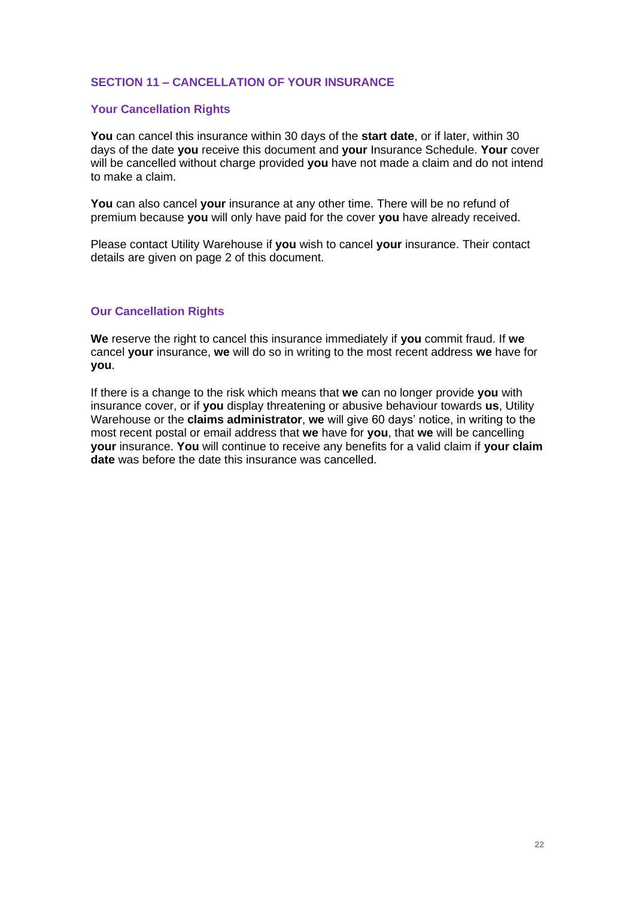## SECTION 11 – CANCELLATION OF YOUR INSURANCE

### Your Cancellation Rights

**You** can cancel this insurance within 30 days of the **start date**, or if later, within 30 days of the date **you** receive this document and **your** Insurance Schedule. **Your** cover will be cancelled without charge provided **you** have not made a claim and do not intend to make a claim.

**You** can also cancel **your** insurance at any other time. There will be no refund of premium because **you** will only have paid for the cover **you** have already received.

Please contact Utility Warehouse if **you** wish to cancel **your** insurance. Their contact details are given on page 2 of this document.

### Our Cancellation Rights

**We** reserve the right to cancel this insurance immediately if **you** commit fraud. If **we** cancel **your** insurance, **we** will do so in writing to the most recent address **we** have for **you**.

If there is a change to the risk which means that **we** can no longer provide **you** with insurance cover, or if **you** display threatening or abusive behaviour towards **us**, Utility Warehouse or the **claims administrator**, **we** will give 60 days' notice, in writing to the most recent postal or email address that **we** have for **you**, that **we** will be cancelling **your** insurance. **You** will continue to receive any benefits for a valid claim if **your claim date** was before the date this insurance was cancelled.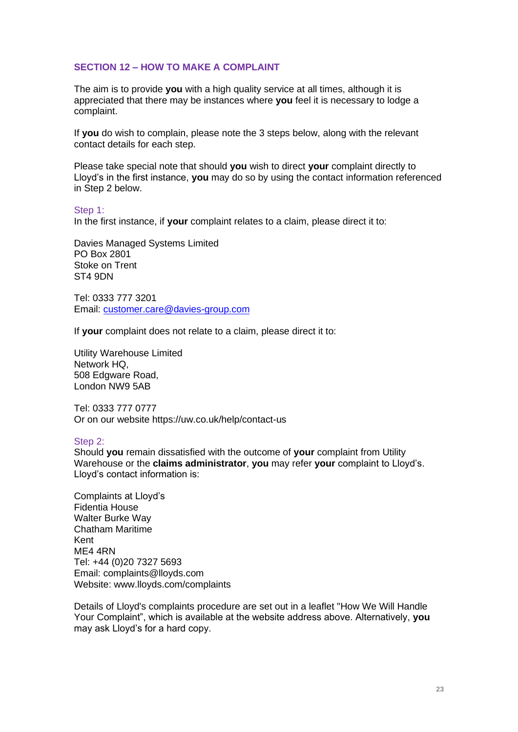## SECTION 12 – HOW TO MAKE A COMPLAINT

The aim is to provide **you** with a high quality service at all times, although it is appreciated that there may be instances where **you** feel it is necessary to lodge a complaint.

If **you** do wish to complain, please note the 3 steps below, along with the relevant contact details for each step.

Please take special note that should **you** wish to direct **your** complaint directly to Lloyd's in the first instance, **you** may do so by using the contact information referenced in Step 2 below.

### Step 1:

In the first instance, if **your** complaint relates to a claim, please direct it to:

Davies Managed Systems Limited
PO Box 2801
Stoke on Trent
ST4 9DN

Tel: 0333 777 3201
Email: customer.care@davies-group.com

If **your** complaint does not relate to a claim, please direct it to:

Utility Warehouse Limited
Network HQ,
508 Edgware Road,
London NW9 5AB

Tel: 0333 777 0777
Or on our website https://uw.co.uk/help/contact-us

### Step 2:

Should **you** remain dissatisfied with the outcome of **your** complaint from Utility Warehouse or the **claims administrator**, **you** may refer **your** complaint to Lloyd's. Lloyd's contact information is:

Complaints at Lloyd's
Fidentia House
Walter Burke Way
Chatham Maritime
Kent
ME4 4RN
Tel: +44 (0)20 7327 5693
Email: complaints@lloyds.com
Website: www.lloyds.com/complaints

Details of Lloyd's complaints procedure are set out in a leaflet "How We Will Handle Your Complaint", which is available at the website address above. Alternatively, **you** may ask Lloyd's for a hard copy.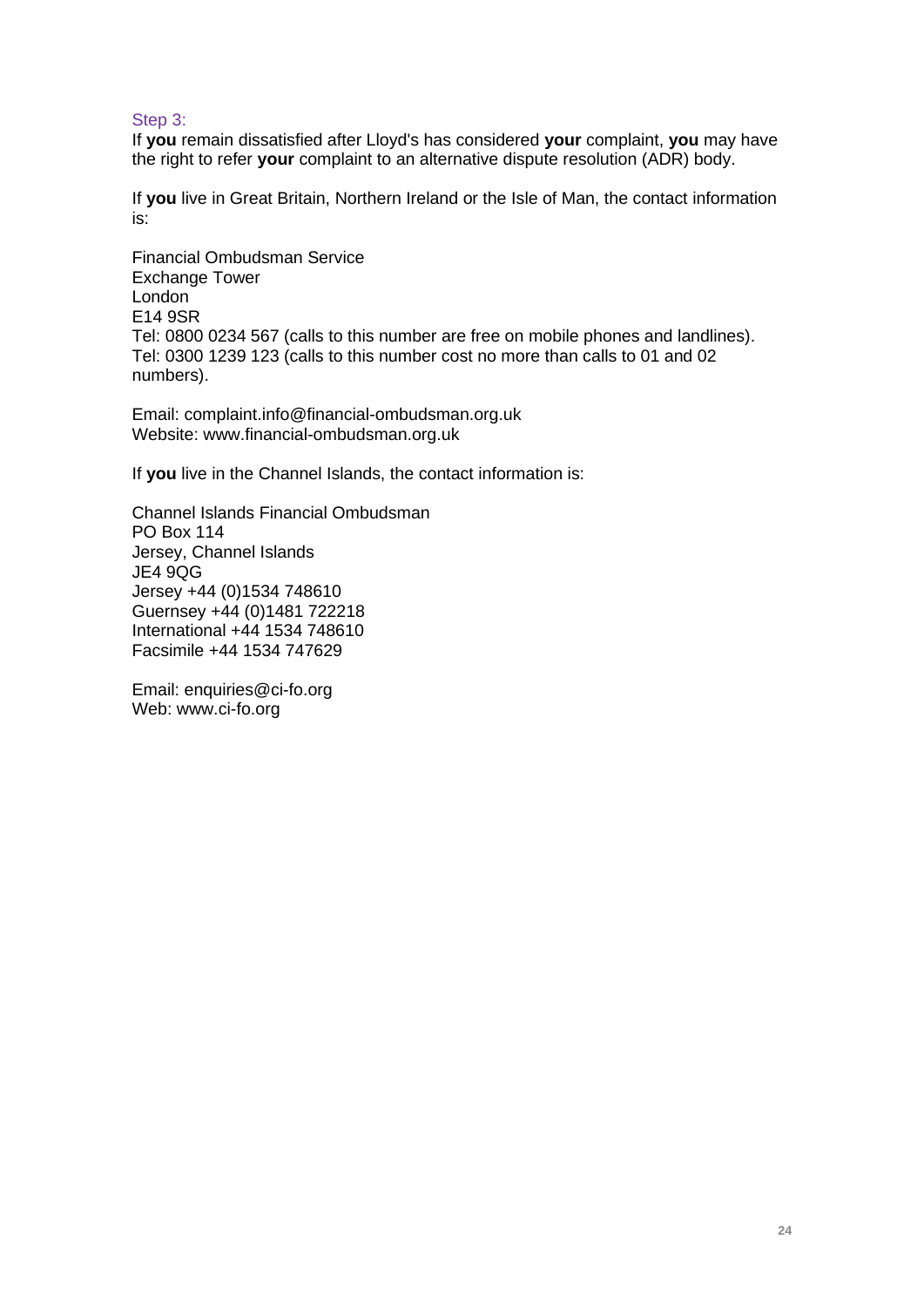### Step 3:

If **you** remain dissatisfied after Lloyd's has considered **your** complaint, **you** may have the right to refer **your** complaint to an alternative dispute resolution (ADR) body.

If **you** live in Great Britain, Northern Ireland or the Isle of Man, the contact information is:

Financial Ombudsman Service
Exchange Tower
London
E14 9SR
Tel: 0800 0234 567 (calls to this number are free on mobile phones and landlines).
Tel: 0300 1239 123 (calls to this number cost no more than calls to 01 and 02 numbers).

Email: complaint.info@financial-ombudsman.org.uk
Website: www.financial-ombudsman.org.uk

If **you** live in the Channel Islands, the contact information is:

Channel Islands Financial Ombudsman
PO Box 114
Jersey, Channel Islands
JE4 9QG
Jersey +44 (0)1534 748610
Guernsey +44 (0)1481 722218
International +44 1534 748610
Facsimile +44 1534 747629

Email: enquiries@ci-fo.org
Web: www.ci-fo.org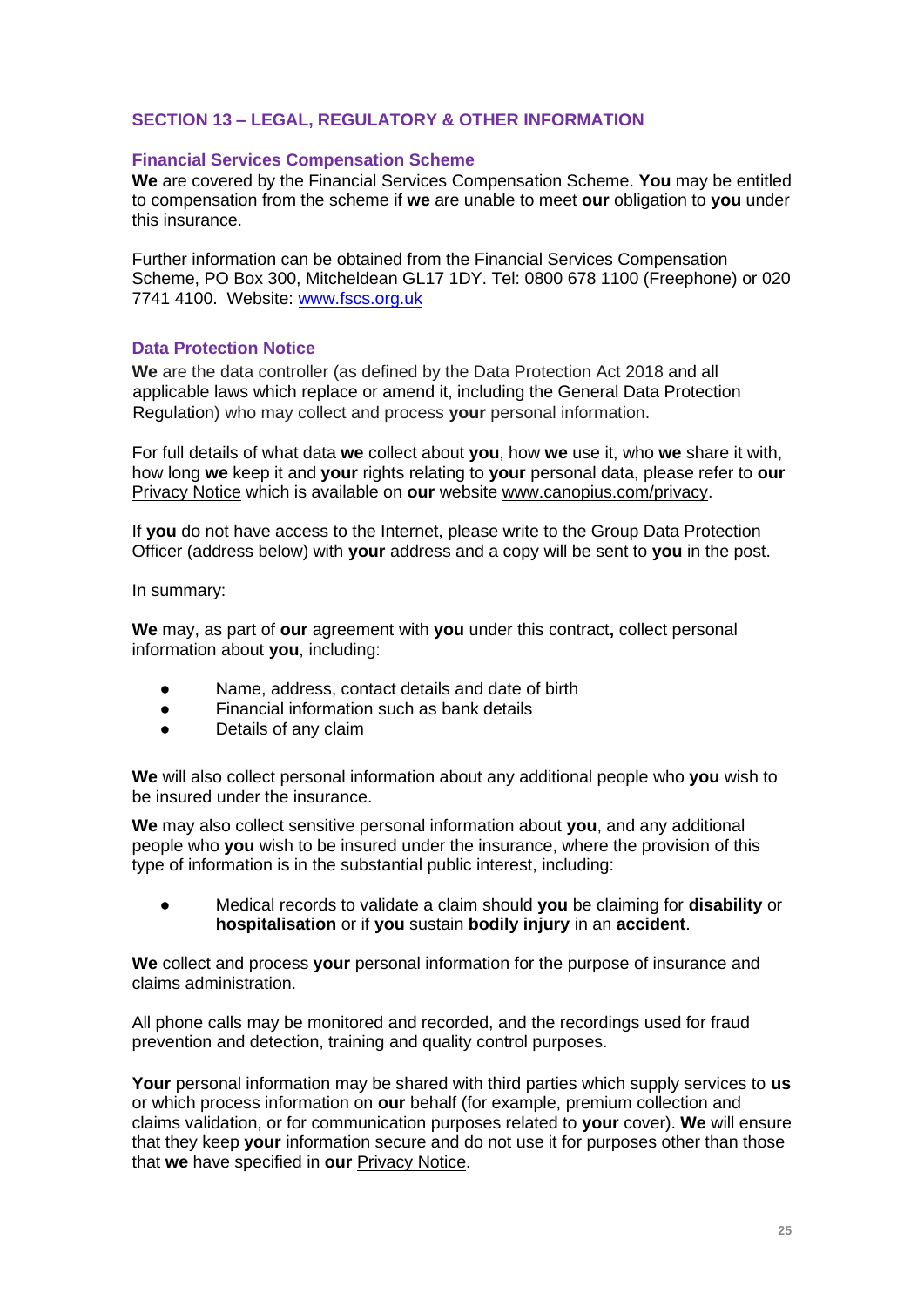## SECTION 13 – LEGAL, REGULATORY & OTHER INFORMATION

### Financial Services Compensation Scheme

**We** are covered by the Financial Services Compensation Scheme. **You** may be entitled to compensation from the scheme if **we** are unable to meet **our** obligation to **you** under this insurance.

Further information can be obtained from the Financial Services Compensation Scheme, PO Box 300, Mitcheldean GL17 1DY. Tel: 0800 678 1100 (Freephone) or 020 7741 4100. Website: www.fscs.org.uk

### Data Protection Notice

**We** are the data controller (as defined by the Data Protection Act 2018 and all applicable laws which replace or amend it, including the General Data Protection Regulation) who may collect and process **your** personal information.

For full details of what data **we** collect about **you**, how **we** use it, who **we** share it with, how long **we** keep it and **your** rights relating to **your** personal data, please refer to **our** Privacy Notice which is available on **our** website www.canopius.com/privacy.

If **you** do not have access to the Internet, please write to the Group Data Protection Officer (address below) with **your** address and a copy will be sent to **you** in the post.

In summary:

**We** may, as part of **our** agreement with **you** under this contract**,** collect personal information about **you**, including:

- Name, address, contact details and date of birth
- Financial information such as bank details
- Details of any claim

**We** will also collect personal information about any additional people who **you** wish to be insured under the insurance.

**We** may also collect sensitive personal information about **you**, and any additional people who **you** wish to be insured under the insurance, where the provision of this type of information is in the substantial public interest, including:

- Medical records to validate a claim should **you** be claiming for **disability** or **hospitalisation** or if **you** sustain **bodily injury** in an **accident**.

**We** collect and process **your** personal information for the purpose of insurance and claims administration.

All phone calls may be monitored and recorded, and the recordings used for fraud prevention and detection, training and quality control purposes.

**Your** personal information may be shared with third parties which supply services to **us** or which process information on **our** behalf (for example, premium collection and claims validation, or for communication purposes related to **your** cover). **We** will ensure that they keep **your** information secure and do not use it for purposes other than those that **we** have specified in **our** Privacy Notice.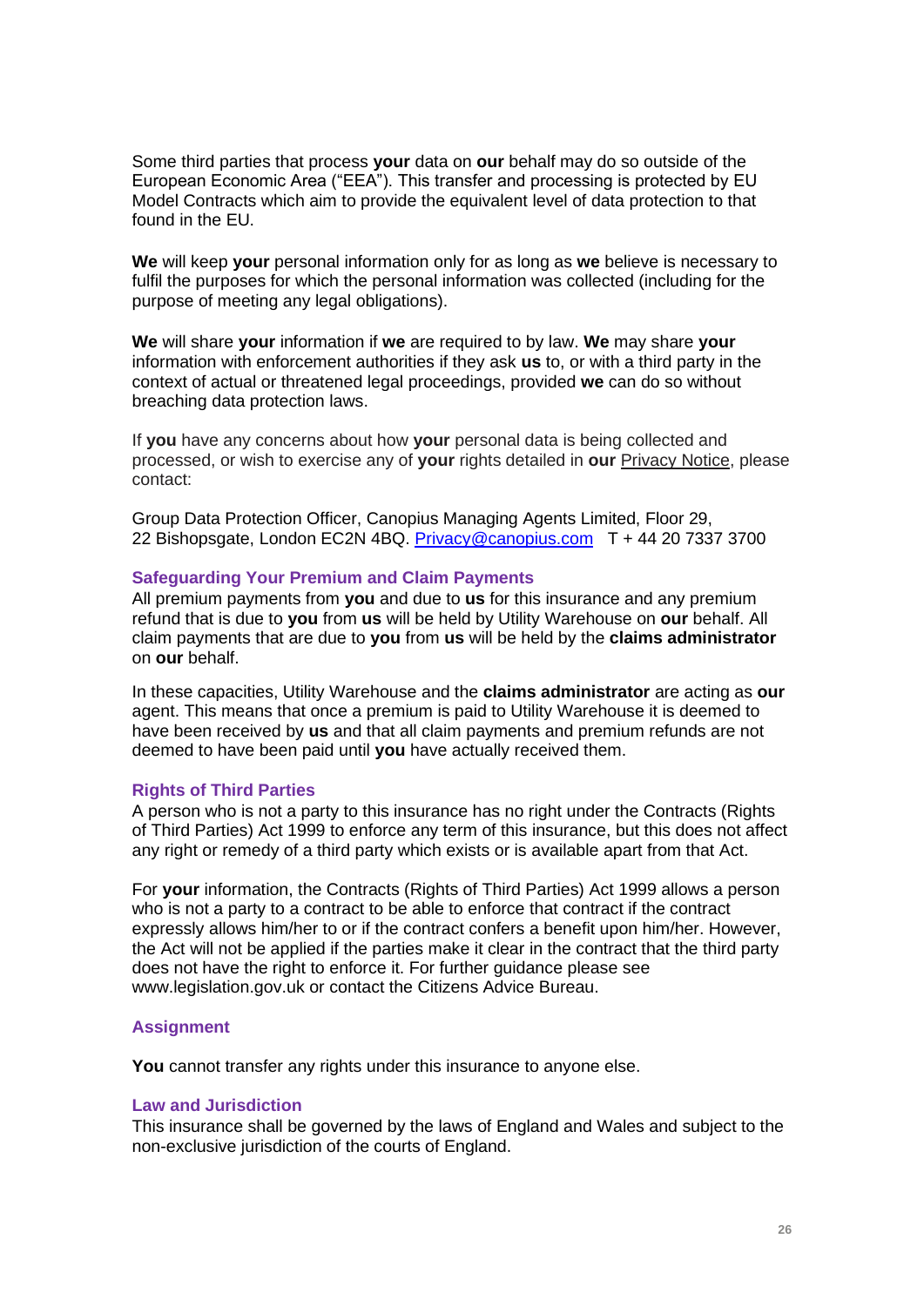Some third parties that process **your** data on **our** behalf may do so outside of the European Economic Area ("EEA"). This transfer and processing is protected by EU Model Contracts which aim to provide the equivalent level of data protection to that found in the EU.

**We** will keep **your** personal information only for as long as **we** believe is necessary to fulfil the purposes for which the personal information was collected (including for the purpose of meeting any legal obligations).

**We** will share **your** information if **we** are required to by law. **We** may share **your** information with enforcement authorities if they ask **us** to, or with a third party in the context of actual or threatened legal proceedings, provided **we** can do so without breaching data protection laws.

If **you** have any concerns about how **your** personal data is being collected and processed, or wish to exercise any of **your** rights detailed in **our** Privacy Notice, please contact:

Group Data Protection Officer, Canopius Managing Agents Limited, Floor 29, 22 Bishopsgate, London EC2N 4BQ. Privacy@canopius.com T + 44 20 7337 3700

### Safeguarding Your Premium and Claim Payments

All premium payments from **you** and due to **us** for this insurance and any premium refund that is due to **you** from **us** will be held by Utility Warehouse on **our** behalf. All claim payments that are due to **you** from **us** will be held by the **claims administrator** on **our** behalf.

In these capacities, Utility Warehouse and the **claims administrator** are acting as **our** agent. This means that once a premium is paid to Utility Warehouse it is deemed to have been received by **us** and that all claim payments and premium refunds are not deemed to have been paid until **you** have actually received them.

### Rights of Third Parties

A person who is not a party to this insurance has no right under the Contracts (Rights of Third Parties) Act 1999 to enforce any term of this insurance, but this does not affect any right or remedy of a third party which exists or is available apart from that Act.

For **your** information, the Contracts (Rights of Third Parties) Act 1999 allows a person who is not a party to a contract to be able to enforce that contract if the contract expressly allows him/her to or if the contract confers a benefit upon him/her. However, the Act will not be applied if the parties make it clear in the contract that the third party does not have the right to enforce it. For further guidance please see www.legislation.gov.uk or contact the Citizens Advice Bureau.

### Assignment

**You** cannot transfer any rights under this insurance to anyone else.

### Law and Jurisdiction

This insurance shall be governed by the laws of England and Wales and subject to the non-exclusive jurisdiction of the courts of England.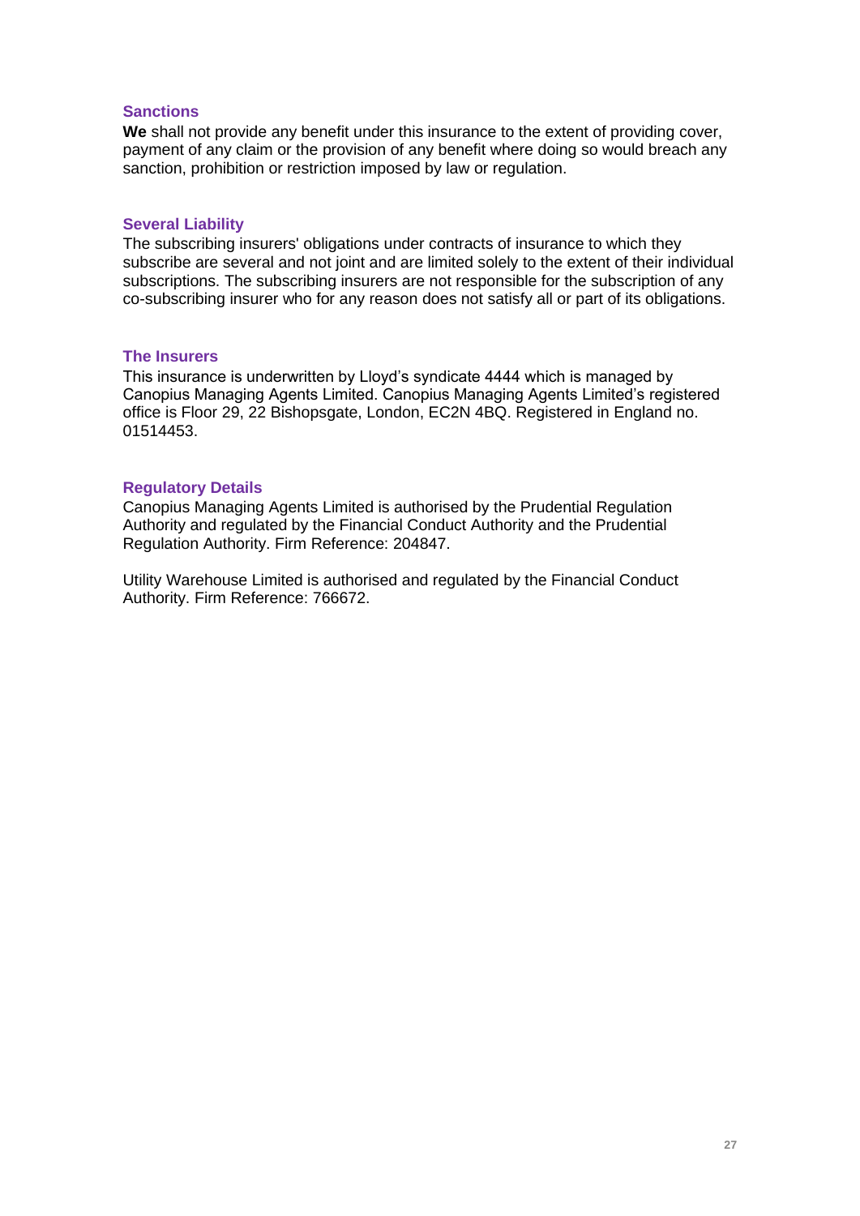## Sanctions

**We** shall not provide any benefit under this insurance to the extent of providing cover, payment of any claim or the provision of any benefit where doing so would breach any sanction, prohibition or restriction imposed by law or regulation.

## Several Liability

The subscribing insurers' obligations under contracts of insurance to which they subscribe are several and not joint and are limited solely to the extent of their individual subscriptions. The subscribing insurers are not responsible for the subscription of any co-subscribing insurer who for any reason does not satisfy all or part of its obligations.

## The Insurers

This insurance is underwritten by Lloyd's syndicate 4444 which is managed by Canopius Managing Agents Limited. Canopius Managing Agents Limited's registered office is Floor 29, 22 Bishopsgate, London, EC2N 4BQ. Registered in England no. 01514453.

## Regulatory Details

Canopius Managing Agents Limited is authorised by the Prudential Regulation Authority and regulated by the Financial Conduct Authority and the Prudential Regulation Authority. Firm Reference: 204847.

Utility Warehouse Limited is authorised and regulated by the Financial Conduct Authority. Firm Reference: 766672.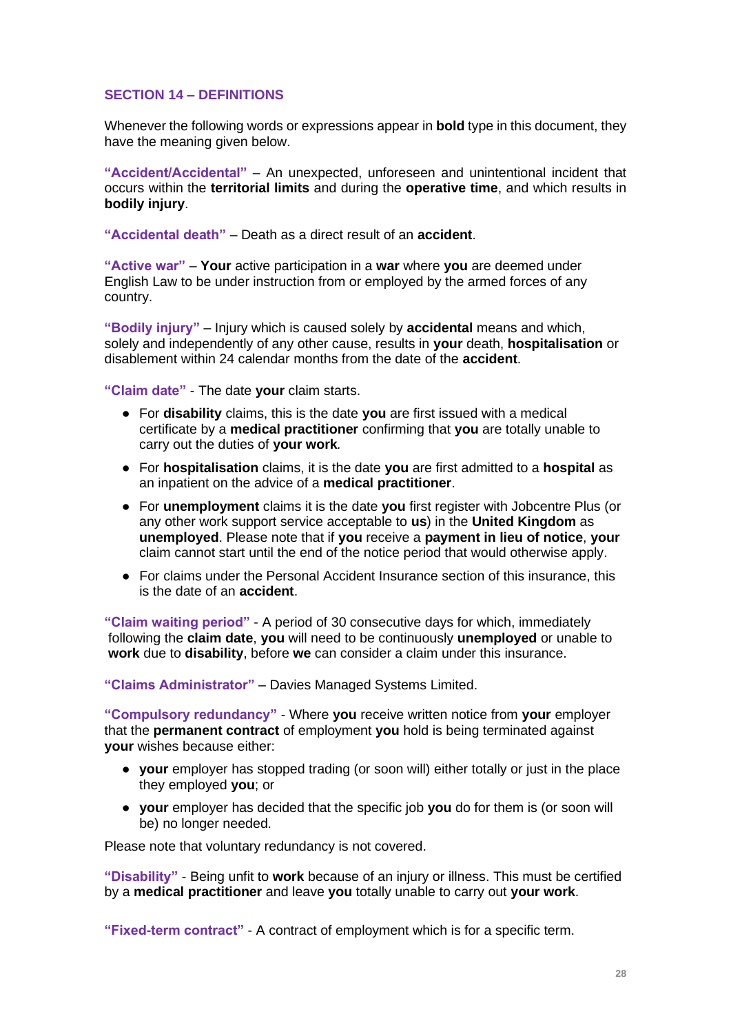## SECTION 14 – DEFINITIONS

Whenever the following words or expressions appear in **bold** type in this document, they have the meaning given below.

**"Accident/Accidental"** – An unexpected, unforeseen and unintentional incident that occurs within the **territorial limits** and during the **operative time**, and which results in **bodily injury**.

**"Accidental death"** – Death as a direct result of an **accident**.

**"Active war"** – **Your** active participation in a **war** where **you** are deemed under English Law to be under instruction from or employed by the armed forces of any country.

**"Bodily injury"** – Injury which is caused solely by **accidental** means and which, solely and independently of any other cause, results in **your** death, **hospitalisation** or disablement within 24 calendar months from the date of the **accident**.

**"Claim date"** - The date **your** claim starts.

- For **disability** claims, this is the date **you** are first issued with a medical certificate by a **medical practitioner** confirming that **you** are totally unable to carry out the duties of **your work**.
- For **hospitalisation** claims, it is the date **you** are first admitted to a **hospital** as an inpatient on the advice of a **medical practitioner**.
- For **unemployment** claims it is the date **you** first register with Jobcentre Plus (or any other work support service acceptable to **us**) in the **United Kingdom** as **unemployed**. Please note that if **you** receive a **payment in lieu of notice**, **your** claim cannot start until the end of the notice period that would otherwise apply.
- For claims under the Personal Accident Insurance section of this insurance, this is the date of an **accident**.

**"Claim waiting period"** - A period of 30 consecutive days for which, immediately following the **claim date**, **you** will need to be continuously **unemployed** or unable to **work** due to **disability**, before **we** can consider a claim under this insurance.

**"Claims Administrator"** – Davies Managed Systems Limited.

**"Compulsory redundancy"** - Where **you** receive written notice from **your** employer that the **permanent contract** of employment **you** hold is being terminated against **your** wishes because either:

- **your** employer has stopped trading (or soon will) either totally or just in the place they employed **you**; or
- **your** employer has decided that the specific job **you** do for them is (or soon will be) no longer needed.

Please note that voluntary redundancy is not covered.

**"Disability"** - Being unfit to **work** because of an injury or illness. This must be certified by a **medical practitioner** and leave **you** totally unable to carry out **your work**.

**"Fixed-term contract"** - A contract of employment which is for a specific term.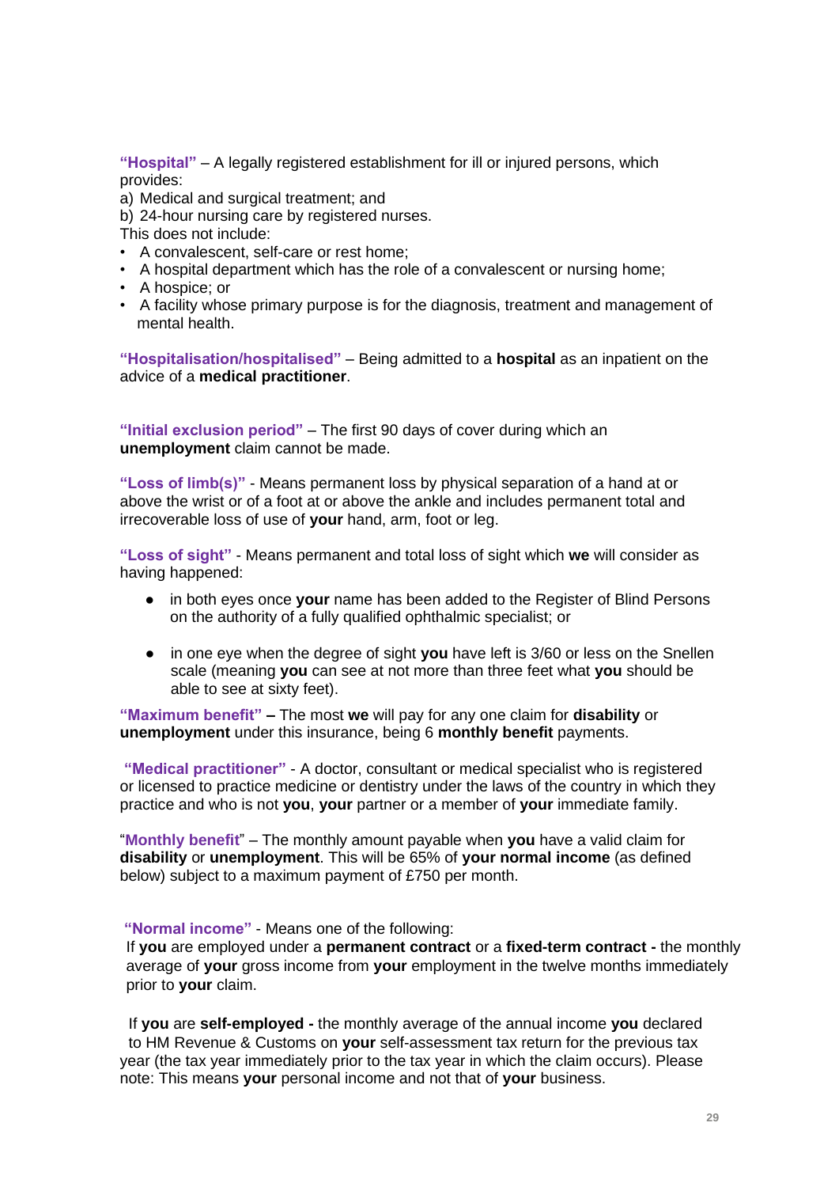**"Hospital"** – A legally registered establishment for ill or injured persons, which provides:

a) Medical and surgical treatment; and

b) 24-hour nursing care by registered nurses.

This does not include:

- A convalescent, self-care or rest home;
- A hospital department which has the role of a convalescent or nursing home;
- A hospice; or
- A facility whose primary purpose is for the diagnosis, treatment and management of mental health.

**"Hospitalisation/hospitalised"** – Being admitted to a **hospital** as an inpatient on the advice of a **medical practitioner**.

**"Initial exclusion period"** – The first 90 days of cover during which an **unemployment** claim cannot be made.

**"Loss of limb(s)"** - Means permanent loss by physical separation of a hand at or above the wrist or of a foot at or above the ankle and includes permanent total and irrecoverable loss of use of **your** hand, arm, foot or leg.

**"Loss of sight"** - Means permanent and total loss of sight which **we** will consider as having happened:

- in both eyes once **your** name has been added to the Register of Blind Persons on the authority of a fully qualified ophthalmic specialist; or
- in one eye when the degree of sight **you** have left is 3/60 or less on the Snellen scale (meaning **you** can see at not more than three feet what **you** should be able to see at sixty feet).

**"Maximum benefit" –** The most **we** will pay for any one claim for **disability** or **unemployment** under this insurance, being 6 **monthly benefit** payments.

**"Medical practitioner"** - A doctor, consultant or medical specialist who is registered or licensed to practice medicine or dentistry under the laws of the country in which they practice and who is not **you**, **your** partner or a member of **your** immediate family.

"**Monthly benefit**" – The monthly amount payable when **you** have a valid claim for **disability** or **unemployment**. This will be 65% of **your normal income** (as defined below) subject to a maximum payment of £750 per month.

**"Normal income"** - Means one of the following:

If **you** are employed under a **permanent contract** or a **fixed-term contract -** the monthly average of **your** gross income from **your** employment in the twelve months immediately prior to **your** claim.

If **you** are **self-employed -** the monthly average of the annual income **you** declared to HM Revenue & Customs on **your** self-assessment tax return for the previous tax year (the tax year immediately prior to the tax year in which the claim occurs). Please note: This means **your** personal income and not that of **your** business.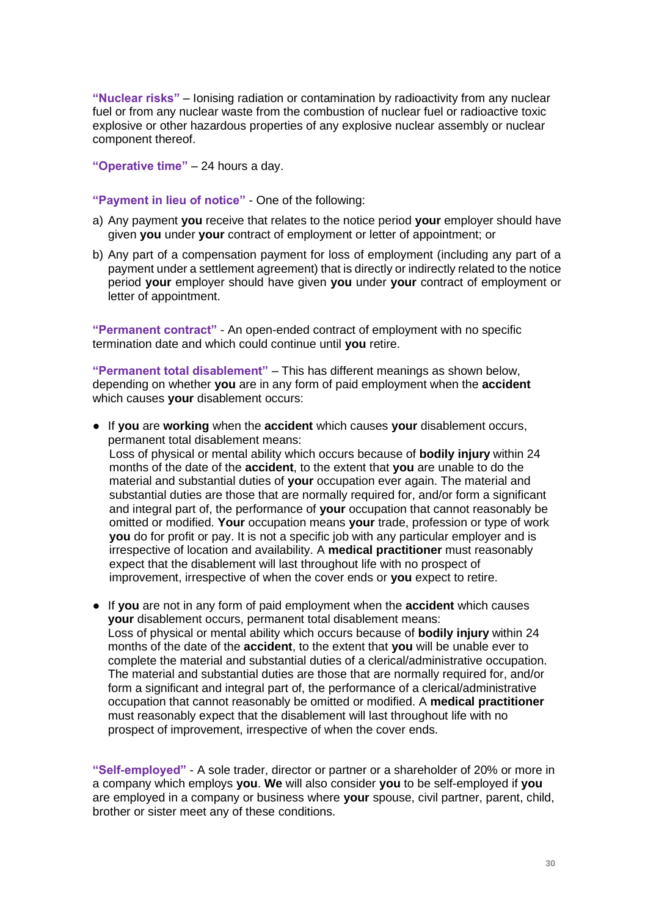**"Nuclear risks"** – Ionising radiation or contamination by radioactivity from any nuclear fuel or from any nuclear waste from the combustion of nuclear fuel or radioactive toxic explosive or other hazardous properties of any explosive nuclear assembly or nuclear component thereof.

**"Operative time"** – 24 hours a day.

**"Payment in lieu of notice"** - One of the following:

a) Any payment **you** receive that relates to the notice period **your** employer should have given **you** under **your** contract of employment or letter of appointment; or

b) Any part of a compensation payment for loss of employment (including any part of a payment under a settlement agreement) that is directly or indirectly related to the notice period **your** employer should have given **you** under **your** contract of employment or letter of appointment.

**"Permanent contract"** - An open-ended contract of employment with no specific termination date and which could continue until **you** retire.

**"Permanent total disablement"** – This has different meanings as shown below, depending on whether **you** are in any form of paid employment when the **accident** which causes **your** disablement occurs:

- If **you** are **working** when the **accident** which causes **your** disablement occurs, permanent total disablement means:
  Loss of physical or mental ability which occurs because of **bodily injury** within 24 months of the date of the **accident**, to the extent that **you** are unable to do the material and substantial duties of **your** occupation ever again. The material and substantial duties are those that are normally required for, and/or form a significant and integral part of, the performance of **your** occupation that cannot reasonably be omitted or modified. **Your** occupation means **your** trade, profession or type of work **you** do for profit or pay. It is not a specific job with any particular employer and is irrespective of location and availability. A **medical practitioner** must reasonably expect that the disablement will last throughout life with no prospect of improvement, irrespective of when the cover ends or **you** expect to retire.

- If **you** are not in any form of paid employment when the **accident** which causes **your** disablement occurs, permanent total disablement means:
  Loss of physical or mental ability which occurs because of **bodily injury** within 24 months of the date of the **accident**, to the extent that **you** will be unable ever to complete the material and substantial duties of a clerical/administrative occupation. The material and substantial duties are those that are normally required for, and/or form a significant and integral part of, the performance of a clerical/administrative occupation that cannot reasonably be omitted or modified. A **medical practitioner** must reasonably expect that the disablement will last throughout life with no prospect of improvement, irrespective of when the cover ends.

**"Self-employed"** - A sole trader, director or partner or a shareholder of 20% or more in a company which employs **you**. **We** will also consider **you** to be self-employed if **you** are employed in a company or business where **your** spouse, civil partner, parent, child, brother or sister meet any of these conditions.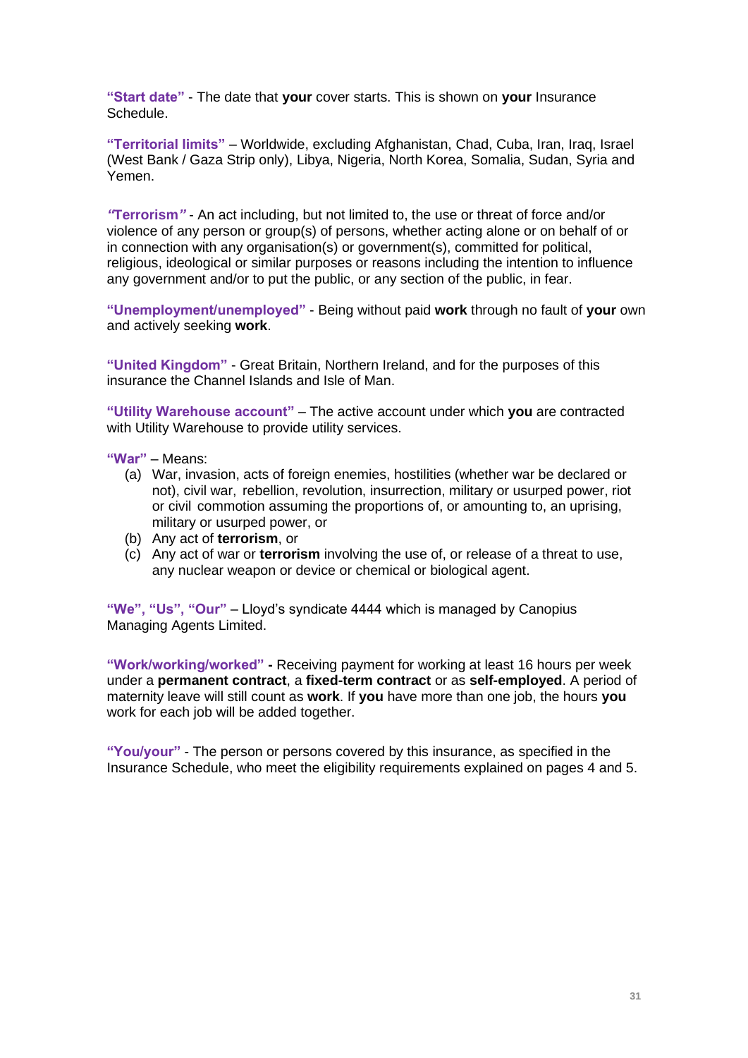**“Start date”** - The date that **your** cover starts. This is shown on **your** Insurance Schedule.

**“Territorial limits”** – Worldwide, excluding Afghanistan, Chad, Cuba, Iran, Iraq, Israel (West Bank / Gaza Strip only), Libya, Nigeria, North Korea, Somalia, Sudan, Syria and Yemen.

***“*Terrorism*”*** - An act including, but not limited to, the use or threat of force and/or violence of any person or group(s) of persons, whether acting alone or on behalf of or in connection with any organisation(s) or government(s), committed for political, religious, ideological or similar purposes or reasons including the intention to influence any government and/or to put the public, or any section of the public, in fear.

**“Unemployment/unemployed”** - Being without paid **work** through no fault of **your** own and actively seeking **work**.

**“United Kingdom”** - Great Britain, Northern Ireland, and for the purposes of this insurance the Channel Islands and Isle of Man.

**“Utility Warehouse account”** – The active account under which **you** are contracted with Utility Warehouse to provide utility services.

**“War”** – Means:

(a) War, invasion, acts of foreign enemies, hostilities (whether war be declared or not), civil war, rebellion, revolution, insurrection, military or usurped power, riot or civil commotion assuming the proportions of, or amounting to, an uprising, military or usurped power, or
(b) Any act of **terrorism**, or
(c) Any act of war or **terrorism** involving the use of, or release of a threat to use, any nuclear weapon or device or chemical or biological agent.

**“We”, “Us”, “Our”** – Lloyd’s syndicate 4444 which is managed by Canopius Managing Agents Limited.

**“Work/working/worked” -** Receiving payment for working at least 16 hours per week under a **permanent contract**, a **fixed-term contract** or as **self-employed**. A period of maternity leave will still count as **work**. If **you** have more than one job, the hours **you** work for each job will be added together.

**“You/your”** - The person or persons covered by this insurance, as specified in the Insurance Schedule, who meet the eligibility requirements explained on pages 4 and 5.